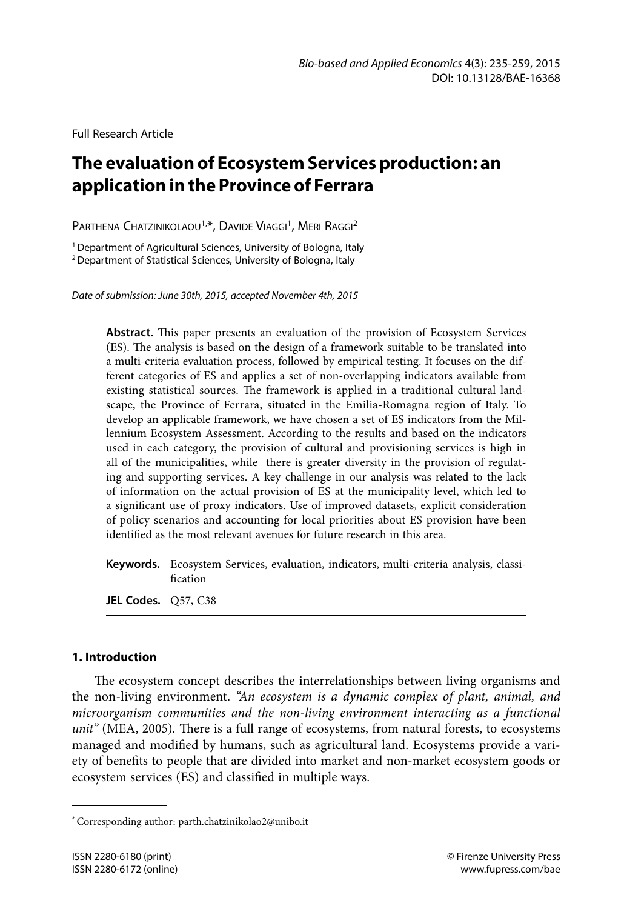Full Research Article

# The evaluation of Ecosystem Services production: an application in the Province of Ferrara

Parthena Chatzinikolaou[1,*], Davide Viaggi[1], Meri Raggi[2]

[1] Department of Agricultural Sciences, University of Bologna, Italy
[2] Department of Statistical Sciences, University of Bologna, Italy

*Date of submission: June 30th, 2015, accepted November 4th, 2015*

**Abstract.** This paper presents an evaluation of the provision of Ecosystem Services (ES). The analysis is based on the design of a framework suitable to be translated into a multi-criteria evaluation process, followed by empirical testing. It focuses on the different categories of ES and applies a set of non-overlapping indicators available from existing statistical sources. The framework is applied in a traditional cultural landscape, the Province of Ferrara, situated in the Emilia-Romagna region of Italy. To develop an applicable framework, we have chosen a set of ES indicators from the Millennium Ecosystem Assessment. According to the results and based on the indicators used in each category, the provision of cultural and provisioning services is high in all of the municipalities, while there is greater diversity in the provision of regulating and supporting services. A key challenge in our analysis was related to the lack of information on the actual provision of ES at the municipality level, which led to a significant use of proxy indicators. Use of improved datasets, explicit consideration of policy scenarios and accounting for local priorities about ES provision have been identified as the most relevant avenues for future research in this area.

**Keywords.** Ecosystem Services, evaluation, indicators, multi-criteria analysis, classification

**JEL Codes.** Q57, C38

## 1. Introduction

The ecosystem concept describes the interrelationships between living organisms and the non-living environment. *"An ecosystem is a dynamic complex of plant, animal, and microorganism communities and the non-living environment interacting as a functional unit"* (MEA, 2005). There is a full range of ecosystems, from natural forests, to ecosystems managed and modified by humans, such as agricultural land. Ecosystems provide a variety of benefits to people that are divided into market and non-market ecosystem goods or ecosystem services (ES) and classified in multiple ways.

[*] Corresponding author: parth.chatzinikolao2@unibo.it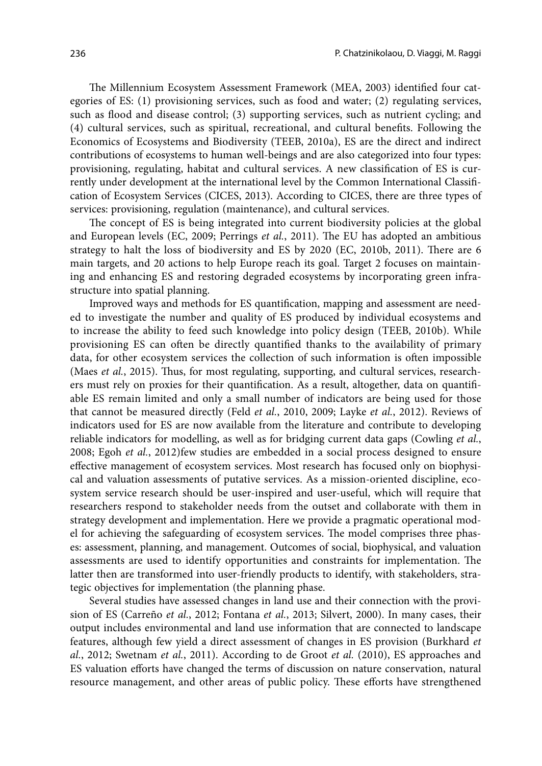The Millennium Ecosystem Assessment Framework (MEA, 2003) identified four categories of ES: (1) provisioning services, such as food and water; (2) regulating services, such as flood and disease control; (3) supporting services, such as nutrient cycling; and (4) cultural services, such as spiritual, recreational, and cultural benefits. Following the Economics of Ecosystems and Biodiversity (TEEB, 2010a), ES are the direct and indirect contributions of ecosystems to human well-beings and are also categorized into four types: provisioning, regulating, habitat and cultural services. A new classification of ES is currently under development at the international level by the Common International Classification of Ecosystem Services (CICES, 2013). According to CICES, there are three types of services: provisioning, regulation (maintenance), and cultural services.

The concept of ES is being integrated into current biodiversity policies at the global and European levels (EC, 2009; Perrings *et al.*, 2011). The EU has adopted an ambitious strategy to halt the loss of biodiversity and ES by 2020 (EC, 2010b, 2011). There are 6 main targets, and 20 actions to help Europe reach its goal. Target 2 focuses on maintaining and enhancing ES and restoring degraded ecosystems by incorporating green infrastructure into spatial planning.

Improved ways and methods for ES quantification, mapping and assessment are needed to investigate the number and quality of ES produced by individual ecosystems and to increase the ability to feed such knowledge into policy design (TEEB, 2010b). While provisioning ES can often be directly quantified thanks to the availability of primary data, for other ecosystem services the collection of such information is often impossible (Maes *et al.*, 2015). Thus, for most regulating, supporting, and cultural services, researchers must rely on proxies for their quantification. As a result, altogether, data on quantifiable ES remain limited and only a small number of indicators are being used for those that cannot be measured directly (Feld *et al.*, 2010, 2009; Layke *et al.*, 2012). Reviews of indicators used for ES are now available from the literature and contribute to developing reliable indicators for modelling, as well as for bridging current data gaps (Cowling *et al.*, 2008; Egoh *et al.*, 2012)few studies are embedded in a social process designed to ensure effective management of ecosystem services. Most research has focused only on biophysical and valuation assessments of putative services. As a mission-oriented discipline, ecosystem service research should be user-inspired and user-useful, which will require that researchers respond to stakeholder needs from the outset and collaborate with them in strategy development and implementation. Here we provide a pragmatic operational model for achieving the safeguarding of ecosystem services. The model comprises three phases: assessment, planning, and management. Outcomes of social, biophysical, and valuation assessments are used to identify opportunities and constraints for implementation. The latter then are transformed into user-friendly products to identify, with stakeholders, strategic objectives for implementation (the planning phase.

Several studies have assessed changes in land use and their connection with the provision of ES (Carreño *et al.*, 2012; Fontana *et al.*, 2013; Silvert, 2000). In many cases, their output includes environmental and land use information that are connected to landscape features, although few yield a direct assessment of changes in ES provision (Burkhard *et al.*, 2012; Swetnam *et al.*, 2011). According to de Groot *et al.* (2010), ES approaches and ES valuation efforts have changed the terms of discussion on nature conservation, natural resource management, and other areas of public policy. These efforts have strengthened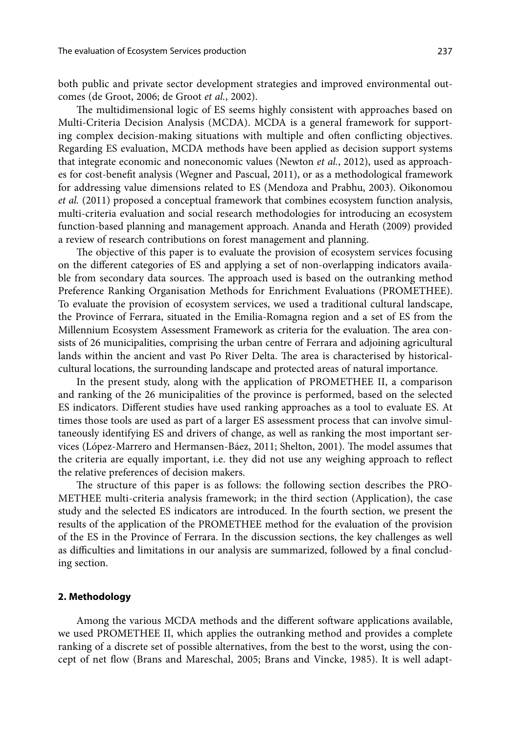both public and private sector development strategies and improved environmental outcomes (de Groot, 2006; de Groot *et al.*, 2002).

The multidimensional logic of ES seems highly consistent with approaches based on Multi-Criteria Decision Analysis (MCDA). MCDA is a general framework for supporting complex decision-making situations with multiple and often conflicting objectives. Regarding ES evaluation, MCDA methods have been applied as decision support systems that integrate economic and noneconomic values (Newton *et al.*, 2012), used as approaches for cost-benefit analysis (Wegner and Pascual, 2011), or as a methodological framework for addressing value dimensions related to ES (Mendoza and Prabhu, 2003). Oikonomou *et al.* (2011) proposed a conceptual framework that combines ecosystem function analysis, multi-criteria evaluation and social research methodologies for introducing an ecosystem function-based planning and management approach. Ananda and Herath (2009) provided a review of research contributions on forest management and planning.

The objective of this paper is to evaluate the provision of ecosystem services focusing on the different categories of ES and applying a set of non-overlapping indicators available from secondary data sources. The approach used is based on the outranking method Preference Ranking Organisation Methods for Enrichment Evaluations (PROMETHEE). To evaluate the provision of ecosystem services, we used a traditional cultural landscape, the Province of Ferrara, situated in the Emilia-Romagna region and a set of ES from the Millennium Ecosystem Assessment Framework as criteria for the evaluation. The area consists of 26 municipalities, comprising the urban centre of Ferrara and adjoining agricultural lands within the ancient and vast Po River Delta. The area is characterised by historical-cultural locations, the surrounding landscape and protected areas of natural importance.

In the present study, along with the application of PROMETHEE II, a comparison and ranking of the 26 municipalities of the province is performed, based on the selected ES indicators. Different studies have used ranking approaches as a tool to evaluate ES. At times those tools are used as part of a larger ES assessment process that can involve simultaneously identifying ES and drivers of change, as well as ranking the most important services (López-Marrero and Hermansen-Báez, 2011; Shelton, 2001). The model assumes that the criteria are equally important, i.e. they did not use any weighing approach to reflect the relative preferences of decision makers.

The structure of this paper is as follows: the following section describes the PROMETHEE multi-criteria analysis framework; in the third section (Application), the case study and the selected ES indicators are introduced. In the fourth section, we present the results of the application of the PROMETHEE method for the evaluation of the provision of the ES in the Province of Ferrara. In the discussion sections, the key challenges as well as difficulties and limitations in our analysis are summarized, followed by a final concluding section.

## 2. Methodology

Among the various MCDA methods and the different software applications available, we used PROMETHEE II, which applies the outranking method and provides a complete ranking of a discrete set of possible alternatives, from the best to the worst, using the concept of net flow (Brans and Mareschal, 2005; Brans and Vincke, 1985). It is well adapt-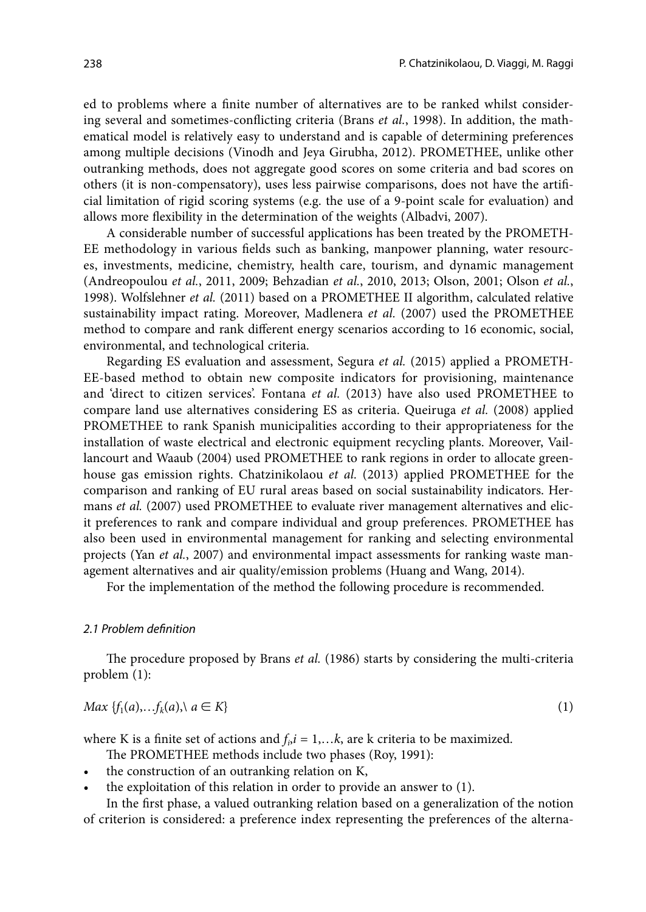ed to problems where a finite number of alternatives are to be ranked whilst considering several and sometimes-conflicting criteria (Brans *et al.*, 1998). In addition, the mathematical model is relatively easy to understand and is capable of determining preferences among multiple decisions (Vinodh and Jeya Girubha, 2012). PROMETHEE, unlike other outranking methods, does not aggregate good scores on some criteria and bad scores on others (it is non-compensatory), uses less pairwise comparisons, does not have the artificial limitation of rigid scoring systems (e.g. the use of a 9-point scale for evaluation) and allows more flexibility in the determination of the weights (Albadvi, 2007).

A considerable number of successful applications has been treated by the PROMETHEE methodology in various fields such as banking, manpower planning, water resources, investments, medicine, chemistry, health care, tourism, and dynamic management (Andreopoulou *et al.*, 2011, 2009; Behzadian *et al.*, 2010, 2013; Olson, 2001; Olson *et al.*, 1998). Wolfslehner *et al.* (2011) based on a PROMETHEE II algorithm, calculated relative sustainability impact rating. Moreover, Madlenera *et al.* (2007) used the PROMETHEE method to compare and rank different energy scenarios according to 16 economic, social, environmental, and technological criteria.

Regarding ES evaluation and assessment, Segura *et al.* (2015) applied a PROMETHEE-based method to obtain new composite indicators for provisioning, maintenance and 'direct to citizen services'. Fontana *et al.* (2013) have also used PROMETHEE to compare land use alternatives considering ES as criteria. Queiruga *et al.* (2008) applied PROMETHEE to rank Spanish municipalities according to their appropriateness for the installation of waste electrical and electronic equipment recycling plants. Moreover, Vaillancourt and Waaub (2004) used PROMETHEE to rank regions in order to allocate greenhouse gas emission rights. Chatzinikolaou *et al.* (2013) applied PROMETHEE for the comparison and ranking of EU rural areas based on social sustainability indicators. Hermans *et al.* (2007) used PROMETHEE to evaluate river management alternatives and elicit preferences to rank and compare individual and group preferences. PROMETHEE has also been used in environmental management for ranking and selecting environmental projects (Yan *et al.*, 2007) and environmental impact assessments for ranking waste management alternatives and air quality/emission problems (Huang and Wang, 2014).

For the implementation of the method the following procedure is recommended.

### *2.1 Problem definition*

The procedure proposed by Brans *et al.* (1986) starts by considering the multi-criteria problem (1):

$$Max\ \{f_1(a), \ldots f_k(a), \backslash\ a \in K\} \tag{1}$$

where K is a finite set of actions and $f_i, i = 1, \ldots k$, are k criteria to be maximized.

The PROMETHEE methods include two phases (Roy, 1991):

- the construction of an outranking relation on K,
- the exploitation of this relation in order to provide an answer to (1).

In the first phase, a valued outranking relation based on a generalization of the notion of criterion is considered: a preference index representing the preferences of the alterna-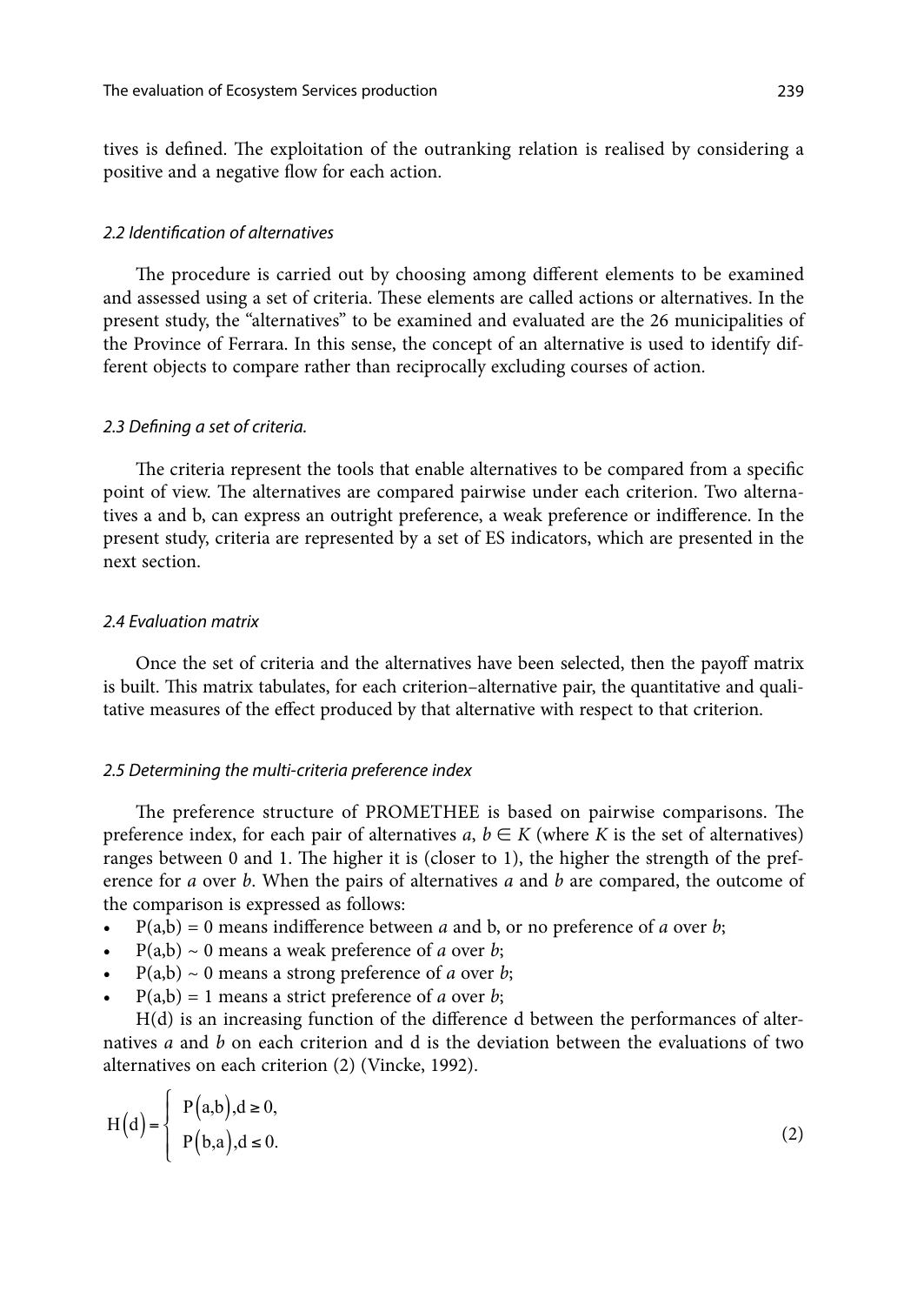tives is defined. The exploitation of the outranking relation is realised by considering a positive and a negative flow for each action.

### *2.2 Identification of alternatives*

The procedure is carried out by choosing among different elements to be examined and assessed using a set of criteria. These elements are called actions or alternatives. In the present study, the "alternatives" to be examined and evaluated are the 26 municipalities of the Province of Ferrara. In this sense, the concept of an alternative is used to identify different objects to compare rather than reciprocally excluding courses of action.

### *2.3 Defining a set of criteria.*

The criteria represent the tools that enable alternatives to be compared from a specific point of view. The alternatives are compared pairwise under each criterion. Two alternatives a and b, can express an outright preference, a weak preference or indifference. In the present study, criteria are represented by a set of ES indicators, which are presented in the next section.

### *2.4 Evaluation matrix*

Once the set of criteria and the alternatives have been selected, then the payoff matrix is built. This matrix tabulates, for each criterion–alternative pair, the quantitative and qualitative measures of the effect produced by that alternative with respect to that criterion.

### *2.5 Determining the multi-criteria preference index*

The preference structure of PROMETHEE is based on pairwise comparisons. The preference index, for each pair of alternatives $a$, $b \in K$ (where $K$ is the set of alternatives) ranges between 0 and 1. The higher it is (closer to 1), the higher the strength of the preference for $a$ over $b$. When the pairs of alternatives $a$ and $b$ are compared, the outcome of the comparison is expressed as follows:

- $P(a,b) = 0$ means indifference between $a$ and b, or no preference of $a$ over $b$;
- $P(a,b) \sim 0$ means a weak preference of $a$ over $b$;
- $P(a,b) \sim 0$ means a strong preference of $a$ over $b$;
- $P(a,b) = 1$ means a strict preference of $a$ over $b$;

H(d) is an increasing function of the difference d between the performances of alternatives $a$ and $b$ on each criterion and d is the deviation between the evaluations of two alternatives on each criterion (2) (Vincke, 1992).

$$H(d) = \begin{cases} P(a,b), d \geq 0, \\ P(b,a), d \leq 0. \end{cases} \tag{2}$$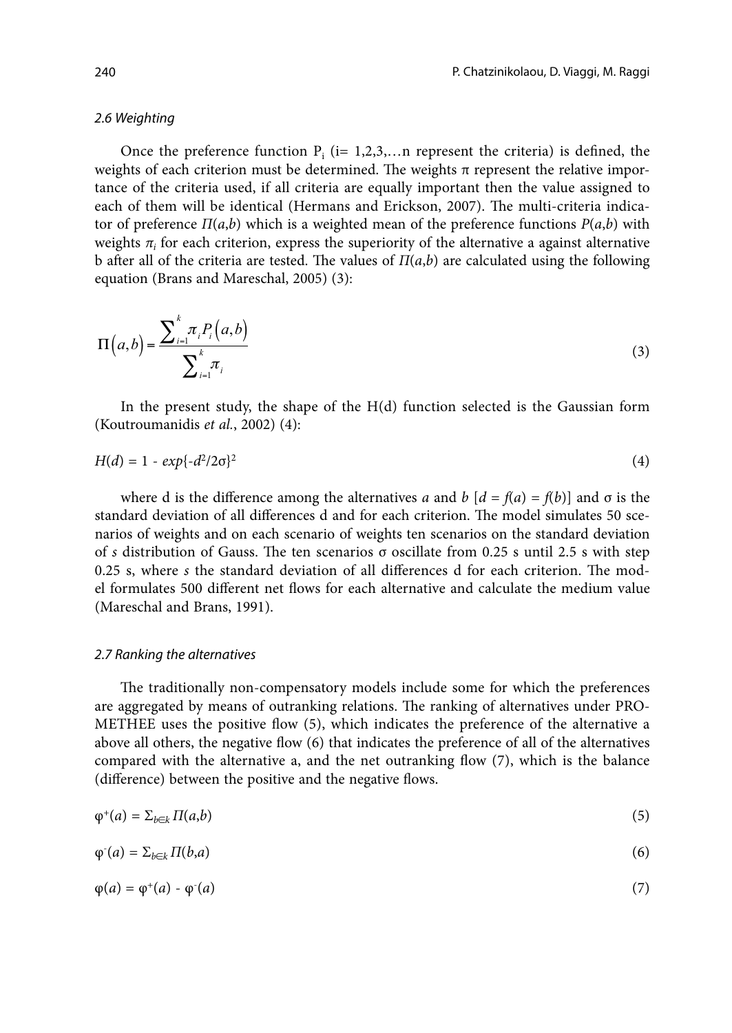### 2.6 Weighting

Once the preference function $P_i$ (i= 1,2,3,…n represent the criteria) is defined, the weights of each criterion must be determined. The weights π represent the relative importance of the criteria used, if all criteria are equally important then the value assigned to each of them will be identical (Hermans and Erickson, 2007). The multi-criteria indicator of preference $\Pi(a,b)$ which is a weighted mean of the preference functions $P(a,b)$ with weights $\pi_i$ for each criterion, express the superiority of the alternative a against alternative b after all of the criteria are tested. The values of $\Pi(a,b)$ are calculated using the following equation (Brans and Mareschal, 2005) (3):

$$\Pi\left(a,b\right) = \frac{\sum_{i=1}^{k} \pi_i P_i\left(a,b\right)}{\sum_{i=1}^{k} \pi_i} \tag{3}$$

In the present study, the shape of the H(d) function selected is the Gaussian form (Koutroumanidis *et al.*, 2002) (4):

$$H(d) = 1 - exp\{-d^2/2\sigma\}^2 \tag{4}$$

where d is the difference among the alternatives *a* and *b* [$d = f(a) = f(b)$] and σ is the standard deviation of all differences d and for each criterion. The model simulates 50 scenarios of weights and on each scenario of weights ten scenarios on the standard deviation of *s* distribution of Gauss. The ten scenarios σ oscillate from 0.25 s until 2.5 s with step 0.25 s, where *s* the standard deviation of all differences d for each criterion. The model formulates 500 different net flows for each alternative and calculate the medium value (Mareschal and Brans, 1991).

### 2.7 Ranking the alternatives

The traditionally non-compensatory models include some for which the preferences are aggregated by means of outranking relations. The ranking of alternatives under PROMETHEE uses the positive flow (5), which indicates the preference of the alternative a above all others, the negative flow (6) that indicates the preference of all of the alternatives compared with the alternative a, and the net outranking flow (7), which is the balance (difference) between the positive and the negative flows.

$$\varphi^+(a) = \Sigma_{b \in k} \Pi(a,b) \tag{5}$$

$$\varphi^-(a) = \Sigma_{b \in k} \Pi(b,a) \tag{6}$$

$$\varphi(a) = \varphi^+(a) - \varphi^-(a) \tag{7}$$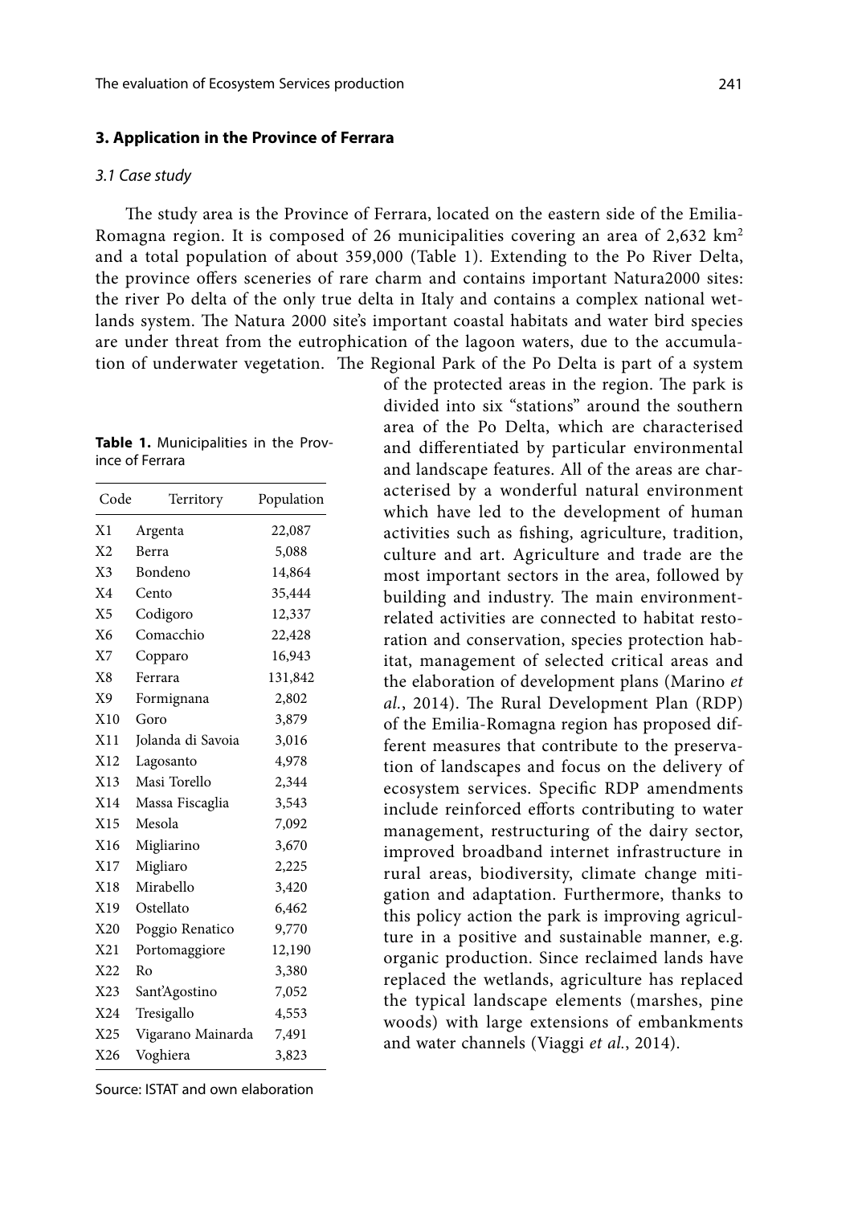## 3. Application in the Province of Ferrara

### *3.1 Case study*

The study area is the Province of Ferrara, located on the eastern side of the Emilia-Romagna region. It is composed of 26 municipalities covering an area of 2,632 km$^2$ and a total population of about 359,000 (Table 1). Extending to the Po River Delta, the province offers sceneries of rare charm and contains important Natura2000 sites: the river Po delta of the only true delta in Italy and contains a complex national wetlands system. The Natura 2000 site's important coastal habitats and water bird species are under threat from the eutrophication of the lagoon waters, due to the accumulation of underwater vegetation. The Regional Park of the Po Delta is part of a system of the protected areas in the region. The park is divided into six "stations" around the southern area of the Po Delta, which are characterised and differentiated by particular environmental and landscape features. All of the areas are characterised by a wonderful natural environment which have led to the development of human activities such as fishing, agriculture, tradition, culture and art. Agriculture and trade are the most important sectors in the area, followed by building and industry. The main environment-related activities are connected to habitat restoration and conservation, species protection habitat, management of selected critical areas and the elaboration of development plans (Marino *et al.*, 2014). The Rural Development Plan (RDP) of the Emilia-Romagna region has proposed different measures that contribute to the preservation of landscapes and focus on the delivery of ecosystem services. Specific RDP amendments include reinforced efforts contributing to water management, restructuring of the dairy sector, improved broadband internet infrastructure in rural areas, biodiversity, climate change mitigation and adaptation. Furthermore, thanks to this policy action the park is improving agriculture in a positive and sustainable manner, e.g. organic production. Since reclaimed lands have replaced the wetlands, agriculture has replaced the typical landscape elements (marshes, pine woods) with large extensions of embankments and water channels (Viaggi *et al.*, 2014).

**Table 1.** Municipalities in the Province of Ferrara

| Code | Territory | Population |
|---|---|---|
| X1 | Argenta | 22,087 |
| X2 | Berra | 5,088 |
| X3 | Bondeno | 14,864 |
| X4 | Cento | 35,444 |
| X5 | Codigoro | 12,337 |
| X6 | Comacchio | 22,428 |
| X7 | Copparo | 16,943 |
| X8 | Ferrara | 131,842 |
| X9 | Formignana | 2,802 |
| X10 | Goro | 3,879 |
| X11 | Jolanda di Savoia | 3,016 |
| X12 | Lagosanto | 4,978 |
| X13 | Masi Torello | 2,344 |
| X14 | Massa Fiscaglia | 3,543 |
| X15 | Mesola | 7,092 |
| X16 | Migliarino | 3,670 |
| X17 | Migliaro | 2,225 |
| X18 | Mirabello | 3,420 |
| X19 | Ostellato | 6,462 |
| X20 | Poggio Renatico | 9,770 |
| X21 | Portomaggiore | 12,190 |
| X22 | Ro | 3,380 |
| X23 | Sant'Agostino | 7,052 |
| X24 | Tresigallo | 4,553 |
| X25 | Vigarano Mainarda | 7,491 |
| X26 | Voghiera | 3,823 |

Source: ISTAT and own elaboration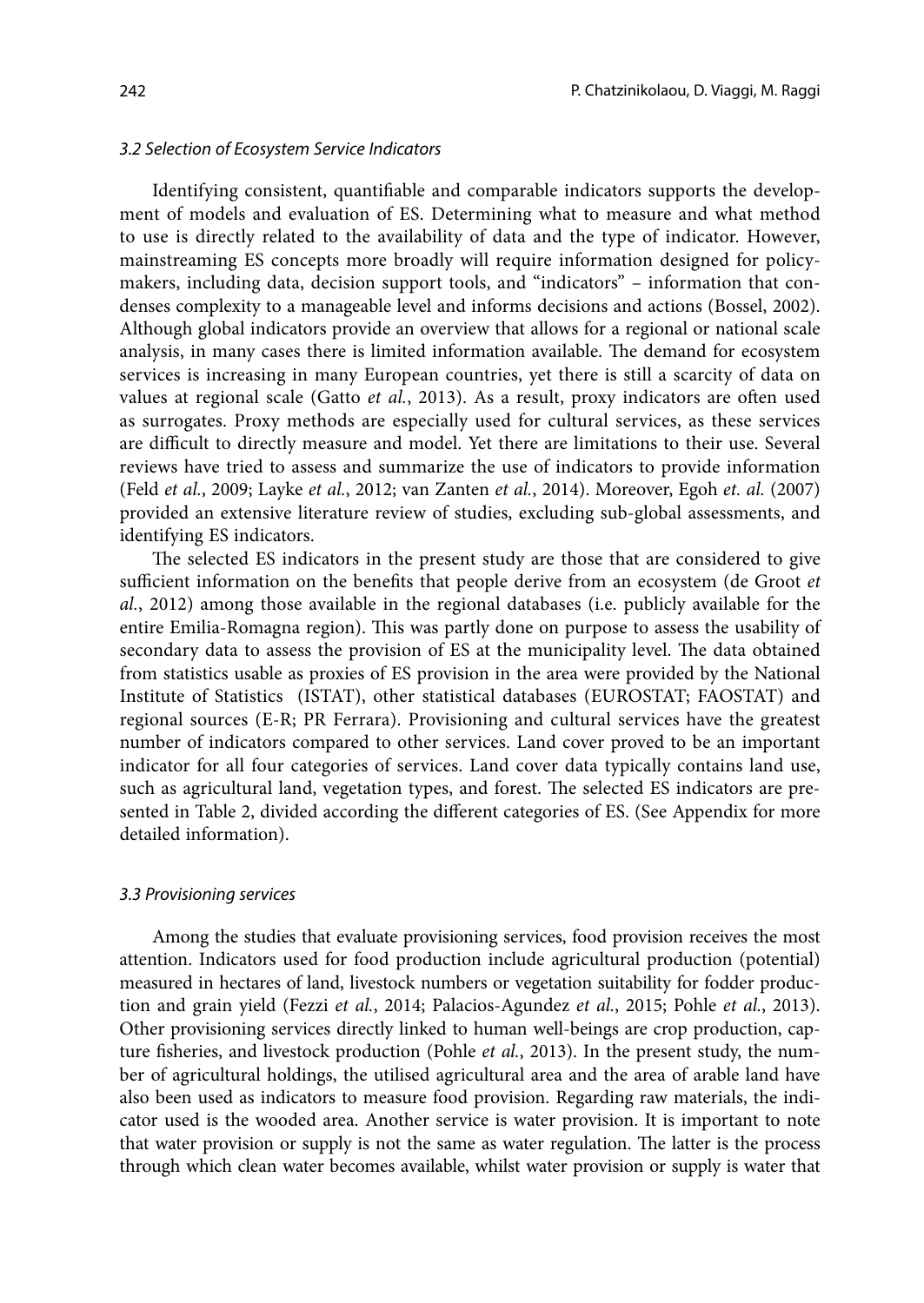### *3.2 Selection of Ecosystem Service Indicators*

Identifying consistent, quantifiable and comparable indicators supports the development of models and evaluation of ES. Determining what to measure and what method to use is directly related to the availability of data and the type of indicator. However, mainstreaming ES concepts more broadly will require information designed for policymakers, including data, decision support tools, and "indicators" – information that condenses complexity to a manageable level and informs decisions and actions (Bossel, 2002). Although global indicators provide an overview that allows for a regional or national scale analysis, in many cases there is limited information available. The demand for ecosystem services is increasing in many European countries, yet there is still a scarcity of data on values at regional scale (Gatto *et al.*, 2013). As a result, proxy indicators are often used as surrogates. Proxy methods are especially used for cultural services, as these services are difficult to directly measure and model. Yet there are limitations to their use. Several reviews have tried to assess and summarize the use of indicators to provide information (Feld *et al.*, 2009; Layke *et al.*, 2012; van Zanten *et al.*, 2014). Moreover, Egoh *et. al.* (2007) provided an extensive literature review of studies, excluding sub-global assessments, and identifying ES indicators.

The selected ES indicators in the present study are those that are considered to give sufficient information on the benefits that people derive from an ecosystem (de Groot *et al.*, 2012) among those available in the regional databases (i.e. publicly available for the entire Emilia-Romagna region). This was partly done on purpose to assess the usability of secondary data to assess the provision of ES at the municipality level. The data obtained from statistics usable as proxies of ES provision in the area were provided by the National Institute of Statistics (ISTAT), other statistical databases (EUROSTAT; FAOSTAT) and regional sources (E-R; PR Ferrara). Provisioning and cultural services have the greatest number of indicators compared to other services. Land cover proved to be an important indicator for all four categories of services. Land cover data typically contains land use, such as agricultural land, vegetation types, and forest. The selected ES indicators are presented in Table 2, divided according the different categories of ES. (See Appendix for more detailed information).

### *3.3 Provisioning services*

Among the studies that evaluate provisioning services, food provision receives the most attention. Indicators used for food production include agricultural production (potential) measured in hectares of land, livestock numbers or vegetation suitability for fodder production and grain yield (Fezzi *et al.*, 2014; Palacios-Agundez *et al.*, 2015; Pohle *et al.*, 2013). Other provisioning services directly linked to human well-beings are crop production, capture fisheries, and livestock production (Pohle *et al.*, 2013). In the present study, the number of agricultural holdings, the utilised agricultural area and the area of arable land have also been used as indicators to measure food provision. Regarding raw materials, the indicator used is the wooded area. Another service is water provision. It is important to note that water provision or supply is not the same as water regulation. The latter is the process through which clean water becomes available, whilst water provision or supply is water that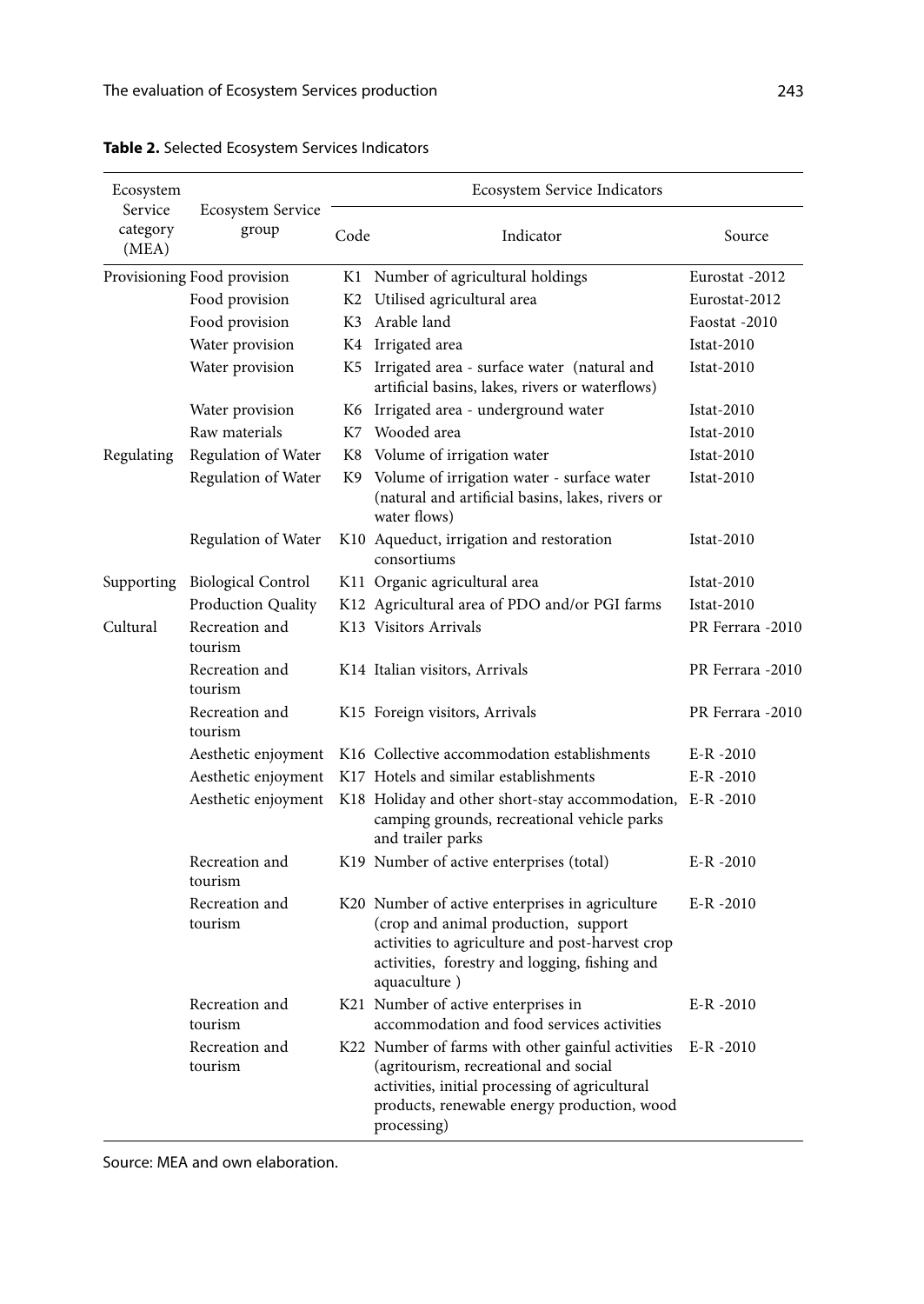**Table 2.** Selected Ecosystem Services Indicators

| Ecosystem Service category (MEA) | Ecosystem Service group | Ecosystem Service Indicators | | |
|---|---|---|---|---|
| | | Code | Indicator | Source |
| Provisioning | Food provision | K1 | Number of agricultural holdings | Eurostat -2012 |
| | Food provision | K2 | Utilised agricultural area | Eurostat-2012 |
| | Food provision | K3 | Arable land | Faostat -2010 |
| | Water provision | K4 | Irrigated area | Istat-2010 |
| | Water provision | K5 | Irrigated area - surface water (natural and artificial basins, lakes, rivers or waterflows) | Istat-2010 |
| | Water provision | K6 | Irrigated area - underground water | Istat-2010 |
| | Raw materials | K7 | Wooded area | Istat-2010 |
| Regulating | Regulation of Water | K8 | Volume of irrigation water | Istat-2010 |
| | Regulation of Water | K9 | Volume of irrigation water - surface water (natural and artificial basins, lakes, rivers or water flows) | Istat-2010 |
| | Regulation of Water | K10 | Aqueduct, irrigation and restoration consortiums | Istat-2010 |
| Supporting | Biological Control | K11 | Organic agricultural area | Istat-2010 |
| | Production Quality | K12 | Agricultural area of PDO and/or PGI farms | Istat-2010 |
| Cultural | Recreation and tourism | K13 | Visitors Arrivals | PR Ferrara -2010 |
| | Recreation and tourism | K14 | Italian visitors, Arrivals | PR Ferrara -2010 |
| | Recreation and tourism | K15 | Foreign visitors, Arrivals | PR Ferrara -2010 |
| | Aesthetic enjoyment | K16 | Collective accommodation establishments | E-R -2010 |
| | Aesthetic enjoyment | K17 | Hotels and similar establishments | E-R -2010 |
| | Aesthetic enjoyment | K18 | Holiday and other short-stay accommodation, camping grounds, recreational vehicle parks and trailer parks | E-R -2010 |
| | Recreation and tourism | K19 | Number of active enterprises (total) | E-R -2010 |
| | Recreation and tourism | K20 | Number of active enterprises in agriculture (crop and animal production, support activities to agriculture and post-harvest crop activities, forestry and logging, fishing and aquaculture ) | E-R -2010 |
| | Recreation and tourism | K21 | Number of active enterprises in accommodation and food services activities | E-R -2010 |
| | Recreation and tourism | K22 | Number of farms with other gainful activities (agritourism, recreational and social activities, initial processing of agricultural products, renewable energy production, wood processing) | E-R -2010 |

Source: MEA and own elaboration.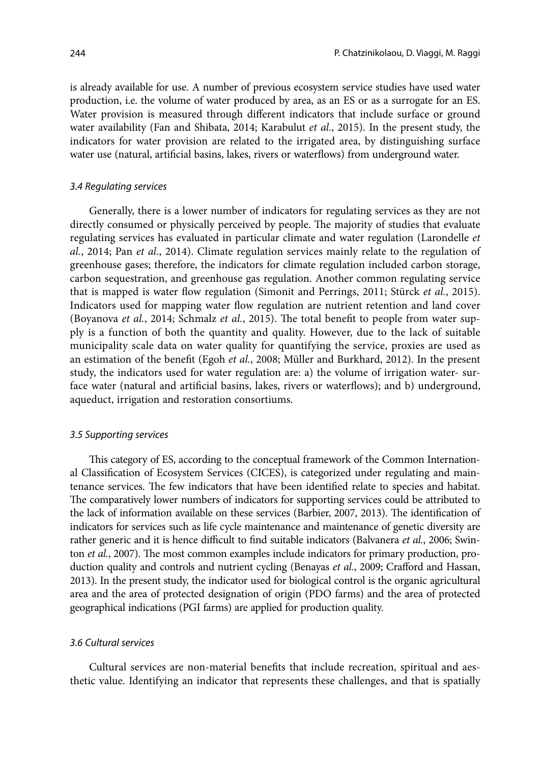is already available for use. A number of previous ecosystem service studies have used water production, i.e. the volume of water produced by area, as an ES or as a surrogate for an ES. Water provision is measured through different indicators that include surface or ground water availability (Fan and Shibata, 2014; Karabulut *et al.*, 2015). In the present study, the indicators for water provision are related to the irrigated area, by distinguishing surface water use (natural, artificial basins, lakes, rivers or waterflows) from underground water.

### *3.4 Regulating services*

Generally, there is a lower number of indicators for regulating services as they are not directly consumed or physically perceived by people. The majority of studies that evaluate regulating services has evaluated in particular climate and water regulation (Larondelle *et al.*, 2014; Pan *et al.*, 2014). Climate regulation services mainly relate to the regulation of greenhouse gases; therefore, the indicators for climate regulation included carbon storage, carbon sequestration, and greenhouse gas regulation. Another common regulating service that is mapped is water flow regulation (Simonit and Perrings, 2011; Stürck *et al.*, 2015). Indicators used for mapping water flow regulation are nutrient retention and land cover (Boyanova *et al.*, 2014; Schmalz *et al.*, 2015). The total benefit to people from water supply is a function of both the quantity and quality. However, due to the lack of suitable municipality scale data on water quality for quantifying the service, proxies are used as an estimation of the benefit (Egoh *et al.*, 2008; Müller and Burkhard, 2012). In the present study, the indicators used for water regulation are: a) the volume of irrigation water- surface water (natural and artificial basins, lakes, rivers or waterflows); and b) underground, aqueduct, irrigation and restoration consortiums.

### *3.5 Supporting services*

This category of ES, according to the conceptual framework of the Common International Classification of Ecosystem Services (CICES), is categorized under regulating and maintenance services. The few indicators that have been identified relate to species and habitat. The comparatively lower numbers of indicators for supporting services could be attributed to the lack of information available on these services (Barbier, 2007, 2013). The identification of indicators for services such as life cycle maintenance and maintenance of genetic diversity are rather generic and it is hence difficult to find suitable indicators (Balvanera *et al.*, 2006; Swinton *et al.*, 2007). The most common examples include indicators for primary production, production quality and controls and nutrient cycling (Benayas *et al.*, 2009; Crafford and Hassan, 2013). In the present study, the indicator used for biological control is the organic agricultural area and the area of protected designation of origin (PDO farms) and the area of protected geographical indications (PGI farms) are applied for production quality.

### *3.6 Cultural services*

Cultural services are non-material benefits that include recreation, spiritual and aesthetic value. Identifying an indicator that represents these challenges, and that is spatially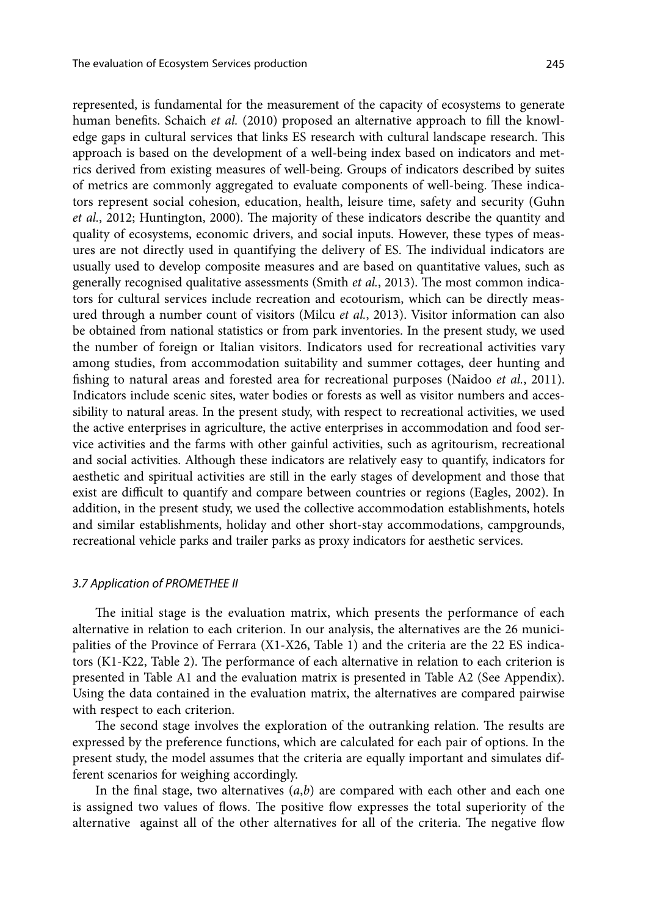represented, is fundamental for the measurement of the capacity of ecosystems to generate human benefits. Schaich *et al.* (2010) proposed an alternative approach to fill the knowledge gaps in cultural services that links ES research with cultural landscape research. This approach is based on the development of a well-being index based on indicators and metrics derived from existing measures of well-being. Groups of indicators described by suites of metrics are commonly aggregated to evaluate components of well-being. These indicators represent social cohesion, education, health, leisure time, safety and security (Guhn *et al.*, 2012; Huntington, 2000). The majority of these indicators describe the quantity and quality of ecosystems, economic drivers, and social inputs. However, these types of measures are not directly used in quantifying the delivery of ES. The individual indicators are usually used to develop composite measures and are based on quantitative values, such as generally recognised qualitative assessments (Smith *et al.*, 2013). The most common indicators for cultural services include recreation and ecotourism, which can be directly measured through a number count of visitors (Milcu *et al.*, 2013). Visitor information can also be obtained from national statistics or from park inventories. In the present study, we used the number of foreign or Italian visitors. Indicators used for recreational activities vary among studies, from accommodation suitability and summer cottages, deer hunting and fishing to natural areas and forested area for recreational purposes (Naidoo *et al.*, 2011). Indicators include scenic sites, water bodies or forests as well as visitor numbers and accessibility to natural areas. In the present study, with respect to recreational activities, we used the active enterprises in agriculture, the active enterprises in accommodation and food service activities and the farms with other gainful activities, such as agritourism, recreational and social activities. Although these indicators are relatively easy to quantify, indicators for aesthetic and spiritual activities are still in the early stages of development and those that exist are difficult to quantify and compare between countries or regions (Eagles, 2002). In addition, in the present study, we used the collective accommodation establishments, hotels and similar establishments, holiday and other short-stay accommodations, campgrounds, recreational vehicle parks and trailer parks as proxy indicators for aesthetic services.

### *3.7 Application of PROMETHEE II*

The initial stage is the evaluation matrix, which presents the performance of each alternative in relation to each criterion. In our analysis, the alternatives are the 26 municipalities of the Province of Ferrara (X1-X26, Table 1) and the criteria are the 22 ES indicators (K1-K22, Table 2). The performance of each alternative in relation to each criterion is presented in Table A1 and the evaluation matrix is presented in Table A2 (See Appendix). Using the data contained in the evaluation matrix, the alternatives are compared pairwise with respect to each criterion.

The second stage involves the exploration of the outranking relation. The results are expressed by the preference functions, which are calculated for each pair of options. In the present study, the model assumes that the criteria are equally important and simulates different scenarios for weighing accordingly.

In the final stage, two alternatives $(a,b)$ are compared with each other and each one is assigned two values of flows. The positive flow expresses the total superiority of the alternative against all of the other alternatives for all of the criteria. The negative flow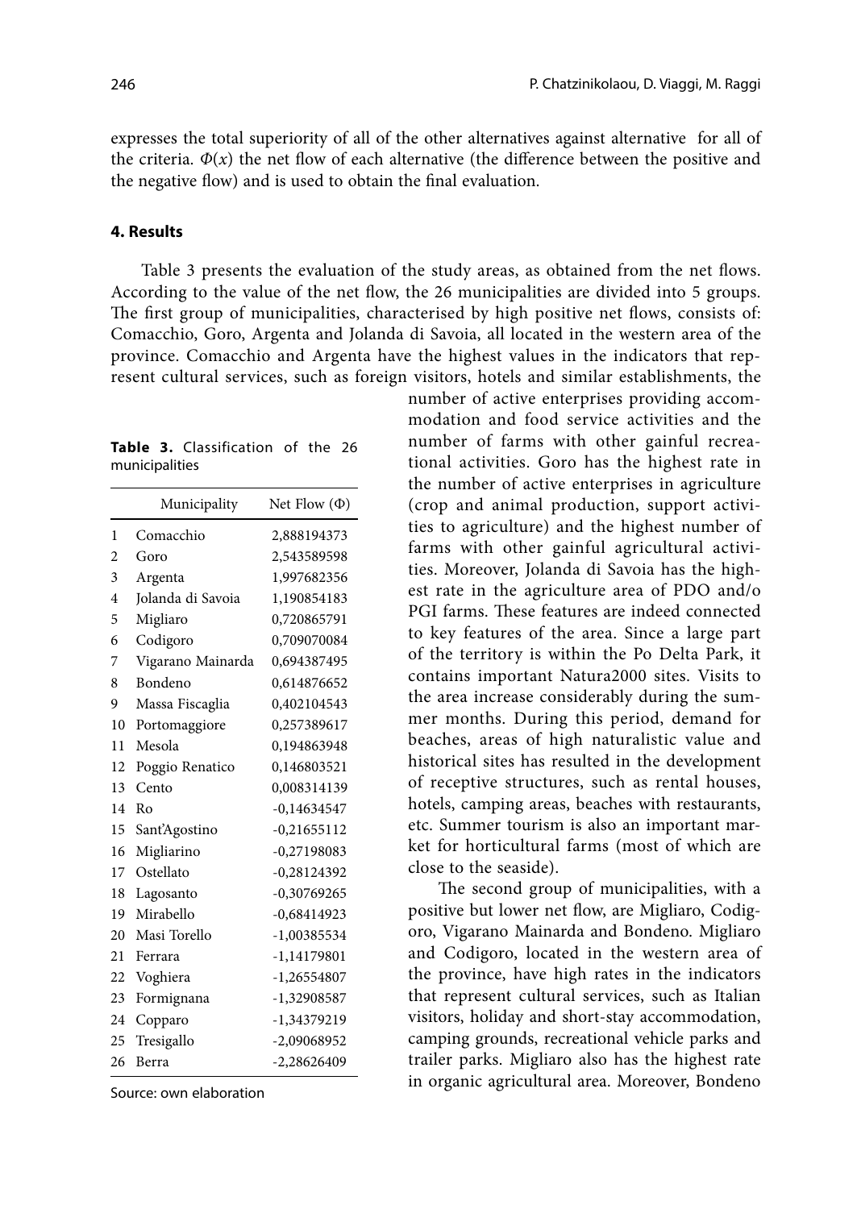expresses the total superiority of all of the other alternatives against alternative  for all of the criteria. $\Phi(x)$ the net flow of each alternative (the difference between the positive and the negative flow) and is used to obtain the final evaluation.

#### 4. Results

Table 3 presents the evaluation of the study areas, as obtained from the net flows. According to the value of the net flow, the 26 municipalities are divided into 5 groups. The first group of municipalities, characterised by high positive net flows, consists of: Comacchio, Goro, Argenta and Jolanda di Savoia, all located in the western area of the province. Comacchio and Argenta have the highest values in the indicators that represent cultural services, such as foreign visitors, hotels and similar establishments, the number of active enterprises providing accommodation and food service activities and the number of farms with other gainful recreational activities. Goro has the highest rate in the number of active enterprises in agriculture (crop and animal production, support activities to agriculture) and the highest number of farms with other gainful agricultural activities. Moreover, Jolanda di Savoia has the highest rate in the agriculture area of PDO and/o PGI farms. These features are indeed connected to key features of the area. Since a large part of the territory is within the Po Delta Park, it contains important Natura2000 sites. Visits to the area increase considerably during the summer months. During this period, demand for beaches, areas of high naturalistic value and historical sites has resulted in the development of receptive structures, such as rental houses, hotels, camping areas, beaches with restaurants, etc. Summer tourism is also an important market for horticultural farms (most of which are close to the seaside).

**Table 3.** Classification of the 26 municipalities

| | Municipality | Net Flow (Φ) |
|---|---|---|
| 1 | Comacchio | 2,888194373 |
| 2 | Goro | 2,543589598 |
| 3 | Argenta | 1,997682356 |
| 4 | Jolanda di Savoia | 1,190854183 |
| 5 | Migliaro | 0,720865791 |
| 6 | Codigoro | 0,709070084 |
| 7 | Vigarano Mainarda | 0,694387495 |
| 8 | Bondeno | 0,614876652 |
| 9 | Massa Fiscaglia | 0,402104543 |
| 10 | Portomaggiore | 0,257389617 |
| 11 | Mesola | 0,194863948 |
| 12 | Poggio Renatico | 0,146803521 |
| 13 | Cento | 0,008314139 |
| 14 | Ro | -0,14634547 |
| 15 | Sant'Agostino | -0,21655112 |
| 16 | Migliarino | -0,27198083 |
| 17 | Ostellato | -0,28124392 |
| 18 | Lagosanto | -0,30769265 |
| 19 | Mirabello | -0,68414923 |
| 20 | Masi Torello | -1,00385534 |
| 21 | Ferrara | -1,14179801 |
| 22 | Voghiera | -1,26554807 |
| 23 | Formignana | -1,32908587 |
| 24 | Copparo | -1,34379219 |
| 25 | Tresigallo | -2,09068952 |
| 26 | Berra | -2,28626409 |

Source: own elaboration

The second group of municipalities, with a positive but lower net flow, are Migliaro, Codigoro, Vigarano Mainarda and Bondeno. Migliaro and Codigoro, located in the western area of the province, have high rates in the indicators that represent cultural services, such as Italian visitors, holiday and short-stay accommodation, camping grounds, recreational vehicle parks and trailer parks. Migliaro also has the highest rate in organic agricultural area. Moreover, Bondeno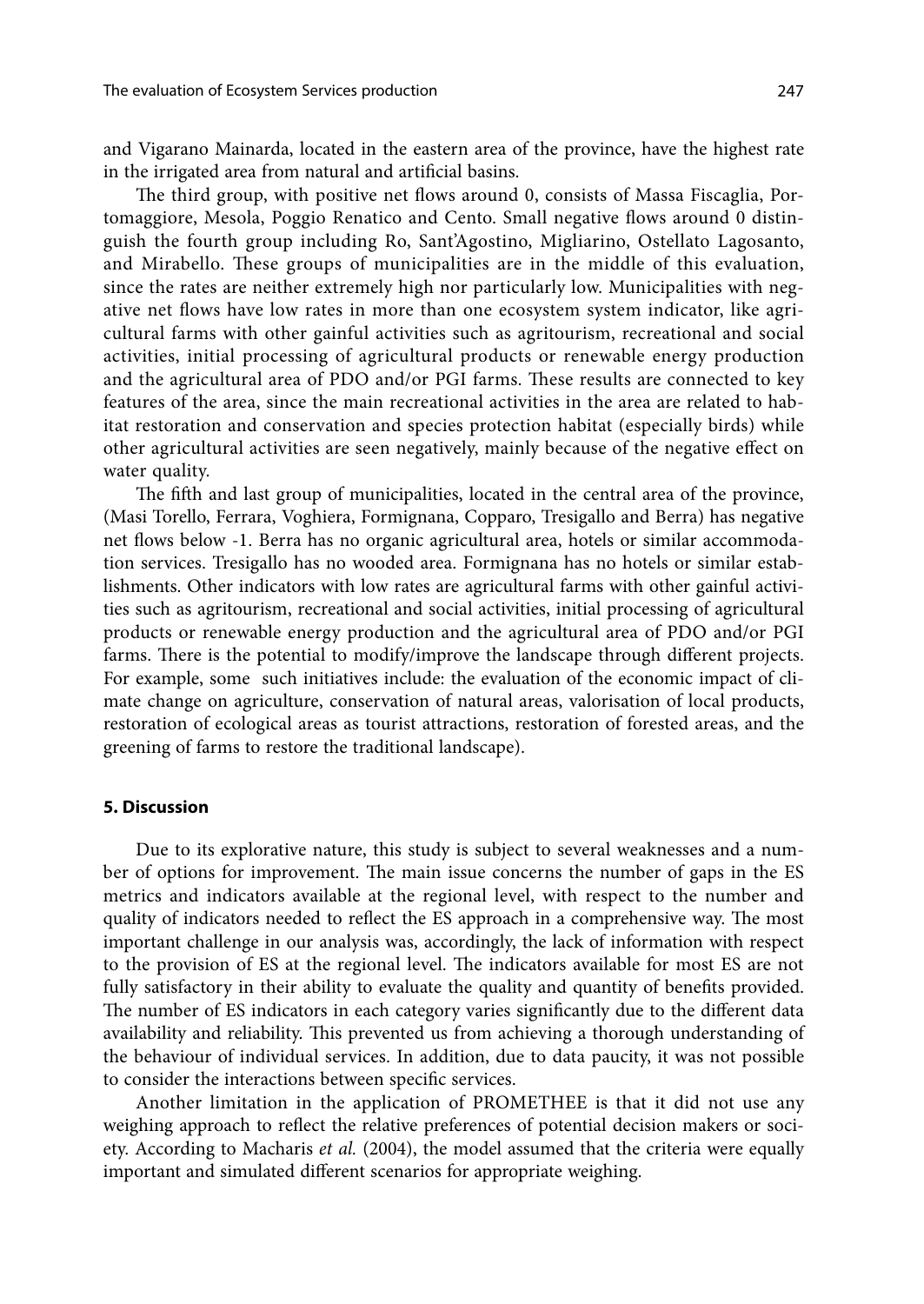and Vigarano Mainarda, located in the eastern area of the province, have the highest rate in the irrigated area from natural and artificial basins.

The third group, with positive net flows around 0, consists of Massa Fiscaglia, Portomaggiore, Mesola, Poggio Renatico and Cento. Small negative flows around 0 distinguish the fourth group including Ro, Sant'Agostino, Migliarino, Ostellato Lagosanto, and Mirabello. These groups of municipalities are in the middle of this evaluation, since the rates are neither extremely high nor particularly low. Municipalities with negative net flows have low rates in more than one ecosystem system indicator, like agricultural farms with other gainful activities such as agritourism, recreational and social activities, initial processing of agricultural products or renewable energy production and the agricultural area of PDO and/or PGI farms. These results are connected to key features of the area, since the main recreational activities in the area are related to habitat restoration and conservation and species protection habitat (especially birds) while other agricultural activities are seen negatively, mainly because of the negative effect on water quality.

The fifth and last group of municipalities, located in the central area of the province, (Masi Torello, Ferrara, Voghiera, Formignana, Copparo, Tresigallo and Berra) has negative net flows below -1. Berra has no organic agricultural area, hotels or similar accommodation services. Tresigallo has no wooded area. Formignana has no hotels or similar establishments. Other indicators with low rates are agricultural farms with other gainful activities such as agritourism, recreational and social activities, initial processing of agricultural products or renewable energy production and the agricultural area of PDO and/or PGI farms. There is the potential to modify/improve the landscape through different projects. For example, some such initiatives include: the evaluation of the economic impact of climate change on agriculture, conservation of natural areas, valorisation of local products, restoration of ecological areas as tourist attractions, restoration of forested areas, and the greening of farms to restore the traditional landscape).

## 5. Discussion

Due to its explorative nature, this study is subject to several weaknesses and a number of options for improvement. The main issue concerns the number of gaps in the ES metrics and indicators available at the regional level, with respect to the number and quality of indicators needed to reflect the ES approach in a comprehensive way. The most important challenge in our analysis was, accordingly, the lack of information with respect to the provision of ES at the regional level. The indicators available for most ES are not fully satisfactory in their ability to evaluate the quality and quantity of benefits provided. The number of ES indicators in each category varies significantly due to the different data availability and reliability. This prevented us from achieving a thorough understanding of the behaviour of individual services. In addition, due to data paucity, it was not possible to consider the interactions between specific services.

Another limitation in the application of PROMETHEE is that it did not use any weighing approach to reflect the relative preferences of potential decision makers or society. According to Macharis *et al.* (2004), the model assumed that the criteria were equally important and simulated different scenarios for appropriate weighing.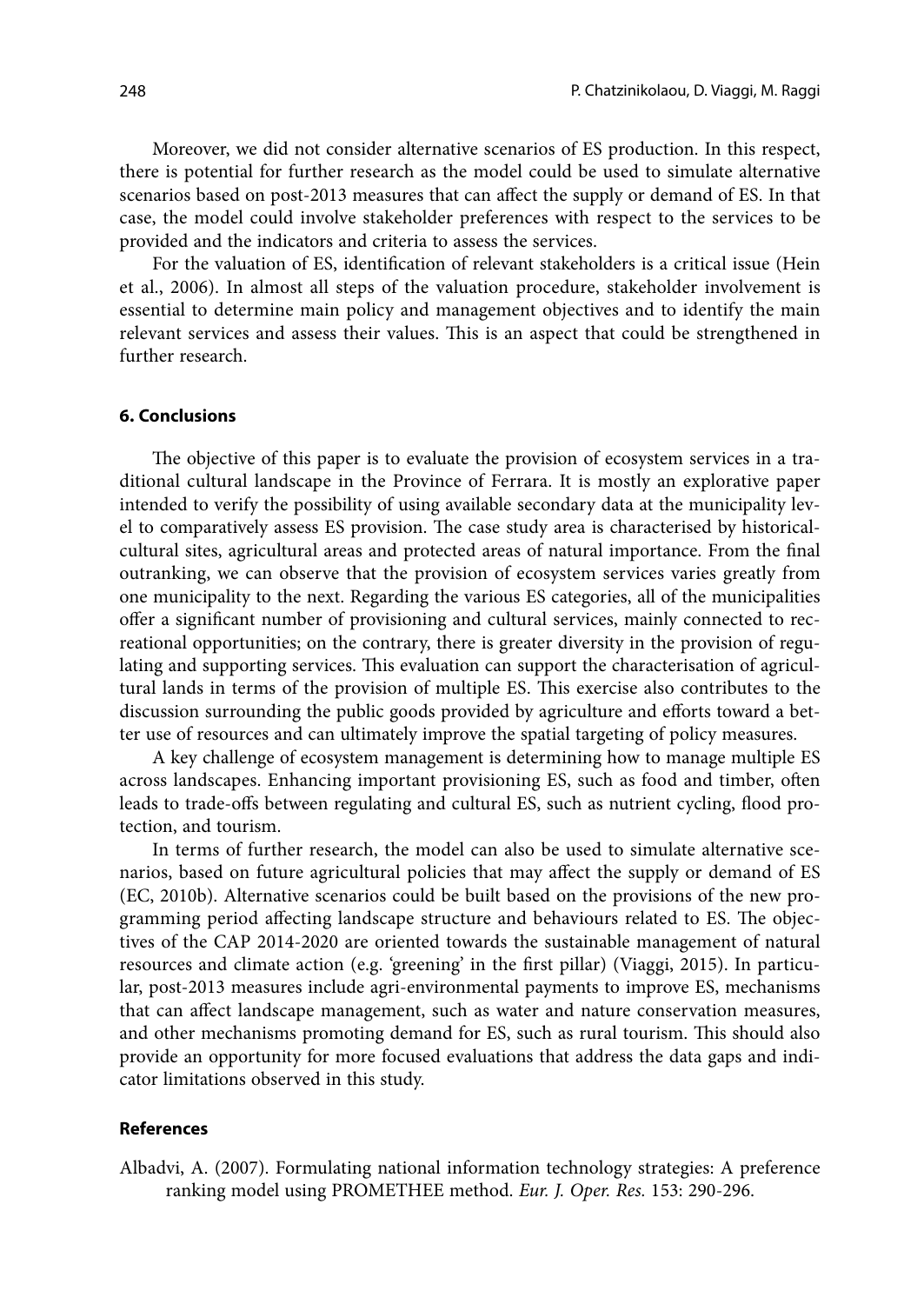Moreover, we did not consider alternative scenarios of ES production. In this respect, there is potential for further research as the model could be used to simulate alternative scenarios based on post-2013 measures that can affect the supply or demand of ES. In that case, the model could involve stakeholder preferences with respect to the services to be provided and the indicators and criteria to assess the services.

For the valuation of ES, identification of relevant stakeholders is a critical issue (Hein et al., 2006). In almost all steps of the valuation procedure, stakeholder involvement is essential to determine main policy and management objectives and to identify the main relevant services and assess their values. This is an aspect that could be strengthened in further research.

## 6. Conclusions

The objective of this paper is to evaluate the provision of ecosystem services in a traditional cultural landscape in the Province of Ferrara. It is mostly an explorative paper intended to verify the possibility of using available secondary data at the municipality level to comparatively assess ES provision. The case study area is characterised by historical-cultural sites, agricultural areas and protected areas of natural importance. From the final outranking, we can observe that the provision of ecosystem services varies greatly from one municipality to the next. Regarding the various ES categories, all of the municipalities offer a significant number of provisioning and cultural services, mainly connected to recreational opportunities; on the contrary, there is greater diversity in the provision of regulating and supporting services. This evaluation can support the characterisation of agricultural lands in terms of the provision of multiple ES. This exercise also contributes to the discussion surrounding the public goods provided by agriculture and efforts toward a better use of resources and can ultimately improve the spatial targeting of policy measures.

A key challenge of ecosystem management is determining how to manage multiple ES across landscapes. Enhancing important provisioning ES, such as food and timber, often leads to trade-offs between regulating and cultural ES, such as nutrient cycling, flood protection, and tourism.

In terms of further research, the model can also be used to simulate alternative scenarios, based on future agricultural policies that may affect the supply or demand of ES (EC, 2010b). Alternative scenarios could be built based on the provisions of the new programming period affecting landscape structure and behaviours related to ES. The objectives of the CAP 2014-2020 are oriented towards the sustainable management of natural resources and climate action (e.g. 'greening' in the first pillar) (Viaggi, 2015). In particular, post-2013 measures include agri-environmental payments to improve ES, mechanisms that can affect landscape management, such as water and nature conservation measures, and other mechanisms promoting demand for ES, such as rural tourism. This should also provide an opportunity for more focused evaluations that address the data gaps and indicator limitations observed in this study.

## References

Albadvi, A. (2007). Formulating national information technology strategies: A preference ranking model using PROMETHEE method. *Eur. J. Oper. Res.* 153: 290-296.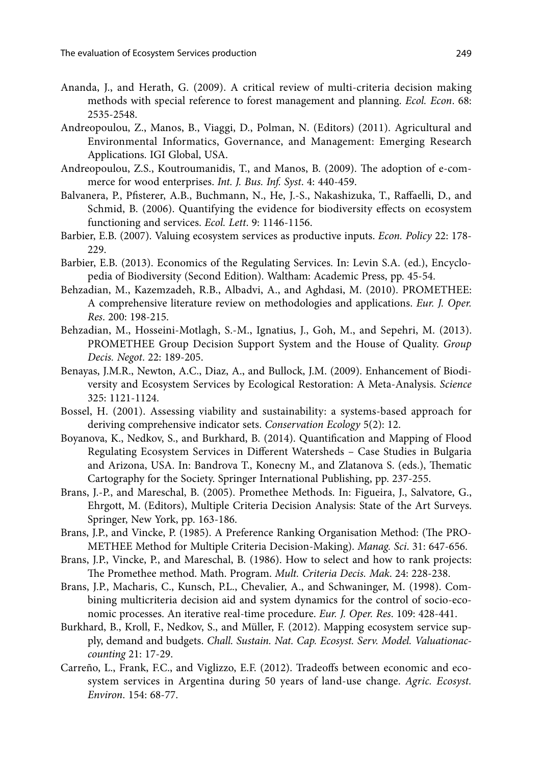Ananda, J., and Herath, G. (2009). A critical review of multi-criteria decision making methods with special reference to forest management and planning. *Ecol. Econ*. 68: 2535-2548.

Andreopoulou, Z., Manos, B., Viaggi, D., Polman, N. (Editors) (2011). Agricultural and Environmental Informatics, Governance, and Management: Emerging Research Applications. IGI Global, USA.

Andreopoulou, Z.S., Koutroumanidis, T., and Manos, B. (2009). The adoption of e-commerce for wood enterprises. *Int. J. Bus. Inf. Syst*. 4: 440-459.

Balvanera, P., Pfisterer, A.B., Buchmann, N., He, J.-S., Nakashizuka, T., Raffaelli, D., and Schmid, B. (2006). Quantifying the evidence for biodiversity effects on ecosystem functioning and services. *Ecol. Lett*. 9: 1146-1156.

Barbier, E.B. (2007). Valuing ecosystem services as productive inputs. *Econ. Policy* 22: 178-229.

Barbier, E.B. (2013). Economics of the Regulating Services. In: Levin S.A. (ed.), Encyclopedia of Biodiversity (Second Edition). Waltham: Academic Press, pp. 45-54.

Behzadian, M., Kazemzadeh, R.B., Albadvi, A., and Aghdasi, M. (2010). PROMETHEE: A comprehensive literature review on methodologies and applications. *Eur. J. Oper. Res*. 200: 198-215.

Behzadian, M., Hosseini-Motlagh, S.-M., Ignatius, J., Goh, M., and Sepehri, M. (2013). PROMETHEE Group Decision Support System and the House of Quality. *Group Decis. Negot*. 22: 189-205.

Benayas, J.M.R., Newton, A.C., Diaz, A., and Bullock, J.M. (2009). Enhancement of Biodiversity and Ecosystem Services by Ecological Restoration: A Meta-Analysis. *Science* 325: 1121-1124.

Bossel, H. (2001). Assessing viability and sustainability: a systems-based approach for deriving comprehensive indicator sets. *Conservation Ecology* 5(2): 12.

Boyanova, K., Nedkov, S., and Burkhard, B. (2014). Quantification and Mapping of Flood Regulating Ecosystem Services in Different Watersheds – Case Studies in Bulgaria and Arizona, USA. In: Bandrova T., Konecny M., and Zlatanova S. (eds.), Thematic Cartography for the Society. Springer International Publishing, pp. 237-255.

Brans, J.-P., and Mareschal, B. (2005). Promethee Methods. In: Figueira, J., Salvatore, G., Ehrgott, M. (Editors), Multiple Criteria Decision Analysis: State of the Art Surveys. Springer, New York, pp. 163-186.

Brans, J.P., and Vincke, P. (1985). A Preference Ranking Organisation Method: (The PROMETHEE Method for Multiple Criteria Decision-Making). *Manag. Sci*. 31: 647-656.

Brans, J.P., Vincke, P., and Mareschal, B. (1986). How to select and how to rank projects: The Promethee method. Math. Program. *Mult. Criteria Decis. Mak*. 24: 228-238.

Brans, J.P., Macharis, C., Kunsch, P.L., Chevalier, A., and Schwaninger, M. (1998). Combining multicriteria decision aid and system dynamics for the control of socio-economic processes. An iterative real-time procedure. *Eur. J. Oper. Res*. 109: 428-441.

Burkhard, B., Kroll, F., Nedkov, S., and Müller, F. (2012). Mapping ecosystem service supply, demand and budgets. *Chall. Sustain. Nat. Cap. Ecosyst. Serv. Model. Valuationaccounting* 21: 17-29.

Carreño, L., Frank, F.C., and Viglizzo, E.F. (2012). Tradeoffs between economic and ecosystem services in Argentina during 50 years of land-use change. *Agric. Ecosyst. Environ*. 154: 68-77.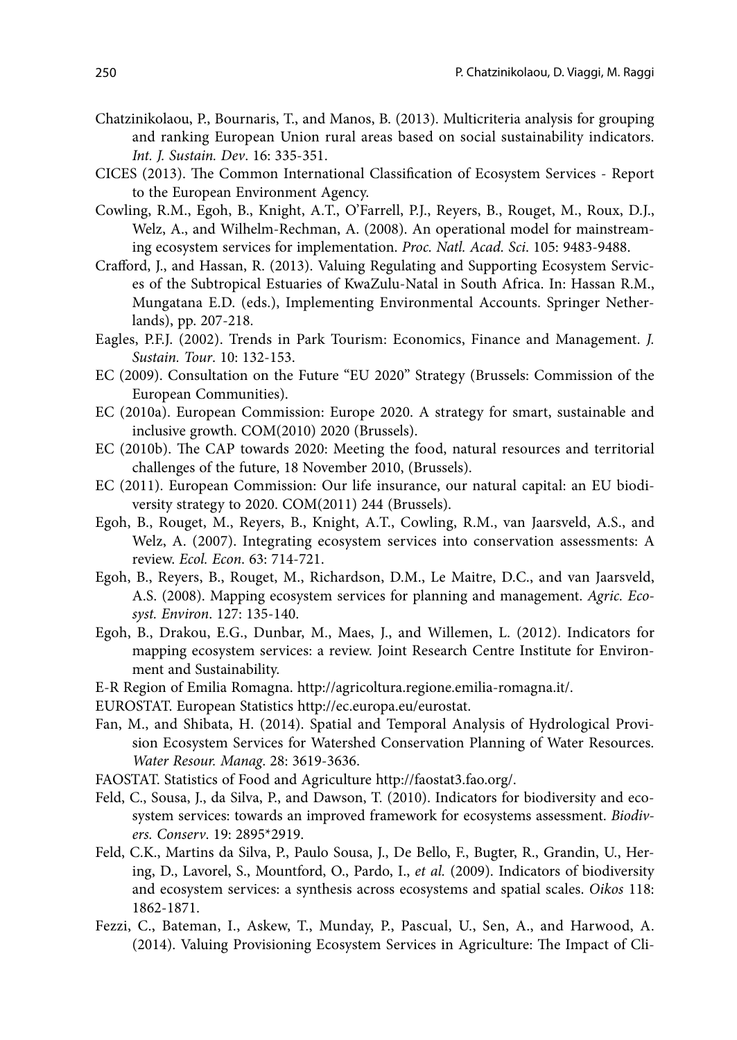Chatzinikolaou, P., Bournaris, T., and Manos, B. (2013). Multicriteria analysis for grouping and ranking European Union rural areas based on social sustainability indicators. *Int. J. Sustain. Dev*. 16: 335-351.

CICES (2013). The Common International Classification of Ecosystem Services - Report to the European Environment Agency.

Cowling, R.M., Egoh, B., Knight, A.T., O'Farrell, P.J., Reyers, B., Rouget, M., Roux, D.J., Welz, A., and Wilhelm-Rechman, A. (2008). An operational model for mainstreaming ecosystem services for implementation. *Proc. Natl. Acad. Sci*. 105: 9483-9488.

Crafford, J., and Hassan, R. (2013). Valuing Regulating and Supporting Ecosystem Services of the Subtropical Estuaries of KwaZulu-Natal in South Africa. In: Hassan R.M., Mungatana E.D. (eds.), Implementing Environmental Accounts. Springer Netherlands), pp. 207-218.

Eagles, P.F.J. (2002). Trends in Park Tourism: Economics, Finance and Management. *J. Sustain. Tour*. 10: 132-153.

EC (2009). Consultation on the Future "EU 2020" Strategy (Brussels: Commission of the European Communities).

EC (2010a). European Commission: Europe 2020. A strategy for smart, sustainable and inclusive growth. COM(2010) 2020 (Brussels).

EC (2010b). The CAP towards 2020: Meeting the food, natural resources and territorial challenges of the future, 18 November 2010, (Brussels).

EC (2011). European Commission: Our life insurance, our natural capital: an EU biodiversity strategy to 2020. COM(2011) 244 (Brussels).

Egoh, B., Rouget, M., Reyers, B., Knight, A.T., Cowling, R.M., van Jaarsveld, A.S., and Welz, A. (2007). Integrating ecosystem services into conservation assessments: A review. *Ecol. Econ*. 63: 714-721.

Egoh, B., Reyers, B., Rouget, M., Richardson, D.M., Le Maitre, D.C., and van Jaarsveld, A.S. (2008). Mapping ecosystem services for planning and management. *Agric. Ecosyst. Environ*. 127: 135-140.

Egoh, B., Drakou, E.G., Dunbar, M., Maes, J., and Willemen, L. (2012). Indicators for mapping ecosystem services: a review. Joint Research Centre Institute for Environment and Sustainability.

E-R Region of Emilia Romagna. http://agricoltura.regione.emilia-romagna.it/.

EUROSTAT. European Statistics http://ec.europa.eu/eurostat.

Fan, M., and Shibata, H. (2014). Spatial and Temporal Analysis of Hydrological Provision Ecosystem Services for Watershed Conservation Planning of Water Resources. *Water Resour. Manag*. 28: 3619-3636.

FAOSTAT. Statistics of Food and Agriculture http://faostat3.fao.org/.

Feld, C., Sousa, J., da Silva, P., and Dawson, T. (2010). Indicators for biodiversity and ecosystem services: towards an improved framework for ecosystems assessment. *Biodivers. Conserv*. 19: 2895*2919.

Feld, C.K., Martins da Silva, P., Paulo Sousa, J., De Bello, F., Bugter, R., Grandin, U., Hering, D., Lavorel, S., Mountford, O., Pardo, I., *et al.* (2009). Indicators of biodiversity and ecosystem services: a synthesis across ecosystems and spatial scales. *Oikos* 118: 1862-1871.

Fezzi, C., Bateman, I., Askew, T., Munday, P., Pascual, U., Sen, A., and Harwood, A. (2014). Valuing Provisioning Ecosystem Services in Agriculture: The Impact of Cli-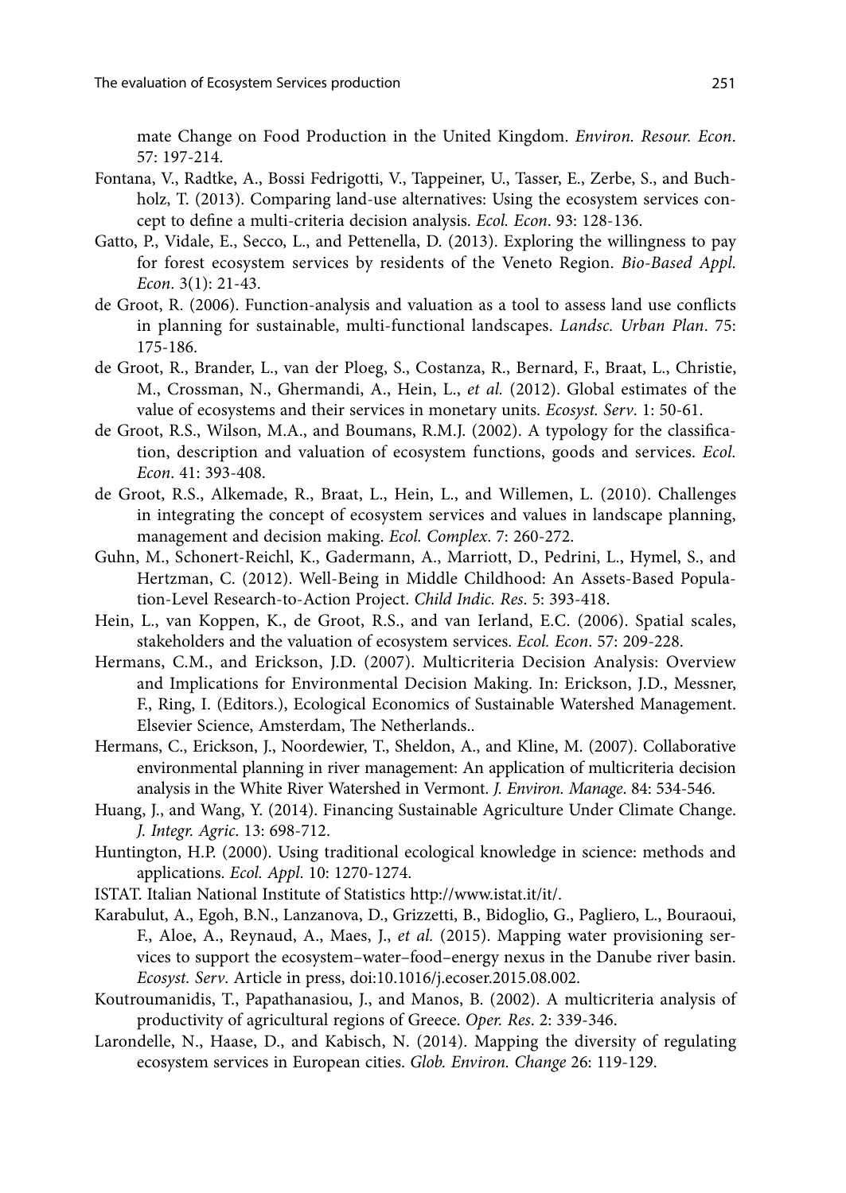mate Change on Food Production in the United Kingdom. *Environ. Resour. Econ*. 57: 197-214.

Fontana, V., Radtke, A., Bossi Fedrigotti, V., Tappeiner, U., Tasser, E., Zerbe, S., and Buchholz, T. (2013). Comparing land-use alternatives: Using the ecosystem services concept to define a multi-criteria decision analysis. *Ecol. Econ*. 93: 128-136.

Gatto, P., Vidale, E., Secco, L., and Pettenella, D. (2013). Exploring the willingness to pay for forest ecosystem services by residents of the Veneto Region. *Bio-Based Appl. Econ*. 3(1): 21-43.

de Groot, R. (2006). Function-analysis and valuation as a tool to assess land use conflicts in planning for sustainable, multi-functional landscapes. *Landsc. Urban Plan*. 75: 175-186.

de Groot, R., Brander, L., van der Ploeg, S., Costanza, R., Bernard, F., Braat, L., Christie, M., Crossman, N., Ghermandi, A., Hein, L., *et al.* (2012). Global estimates of the value of ecosystems and their services in monetary units. *Ecosyst. Serv*. 1: 50-61.

de Groot, R.S., Wilson, M.A., and Boumans, R.M.J. (2002). A typology for the classification, description and valuation of ecosystem functions, goods and services. *Ecol. Econ*. 41: 393-408.

de Groot, R.S., Alkemade, R., Braat, L., Hein, L., and Willemen, L. (2010). Challenges in integrating the concept of ecosystem services and values in landscape planning, management and decision making. *Ecol. Complex*. 7: 260-272.

Guhn, M., Schonert-Reichl, K., Gadermann, A., Marriott, D., Pedrini, L., Hymel, S., and Hertzman, C. (2012). Well-Being in Middle Childhood: An Assets-Based Population-Level Research-to-Action Project. *Child Indic. Res*. 5: 393-418.

Hein, L., van Koppen, K., de Groot, R.S., and van Ierland, E.C. (2006). Spatial scales, stakeholders and the valuation of ecosystem services. *Ecol. Econ*. 57: 209-228.

Hermans, C.M., and Erickson, J.D. (2007). Multicriteria Decision Analysis: Overview and Implications for Environmental Decision Making. In: Erickson, J.D., Messner, F., Ring, I. (Editors.), Ecological Economics of Sustainable Watershed Management. Elsevier Science, Amsterdam, The Netherlands..

Hermans, C., Erickson, J., Noordewier, T., Sheldon, A., and Kline, M. (2007). Collaborative environmental planning in river management: An application of multicriteria decision analysis in the White River Watershed in Vermont. *J. Environ. Manage*. 84: 534-546.

Huang, J., and Wang, Y. (2014). Financing Sustainable Agriculture Under Climate Change. *J. Integr. Agric*. 13: 698-712.

Huntington, H.P. (2000). Using traditional ecological knowledge in science: methods and applications. *Ecol. Appl*. 10: 1270-1274.

ISTAT. Italian National Institute of Statistics http://www.istat.it/it/.

Karabulut, A., Egoh, B.N., Lanzanova, D., Grizzetti, B., Bidoglio, G., Pagliero, L., Bouraoui, F., Aloe, A., Reynaud, A., Maes, J., *et al.* (2015). Mapping water provisioning services to support the ecosystem–water–food–energy nexus in the Danube river basin. *Ecosyst. Serv*. Article in press, doi:10.1016/j.ecoser.2015.08.002.

Koutroumanidis, T., Papathanasiou, J., and Manos, B. (2002). A multicriteria analysis of productivity of agricultural regions of Greece. *Oper. Res*. 2: 339-346.

Larondelle, N., Haase, D., and Kabisch, N. (2014). Mapping the diversity of regulating ecosystem services in European cities. *Glob. Environ. Change* 26: 119-129.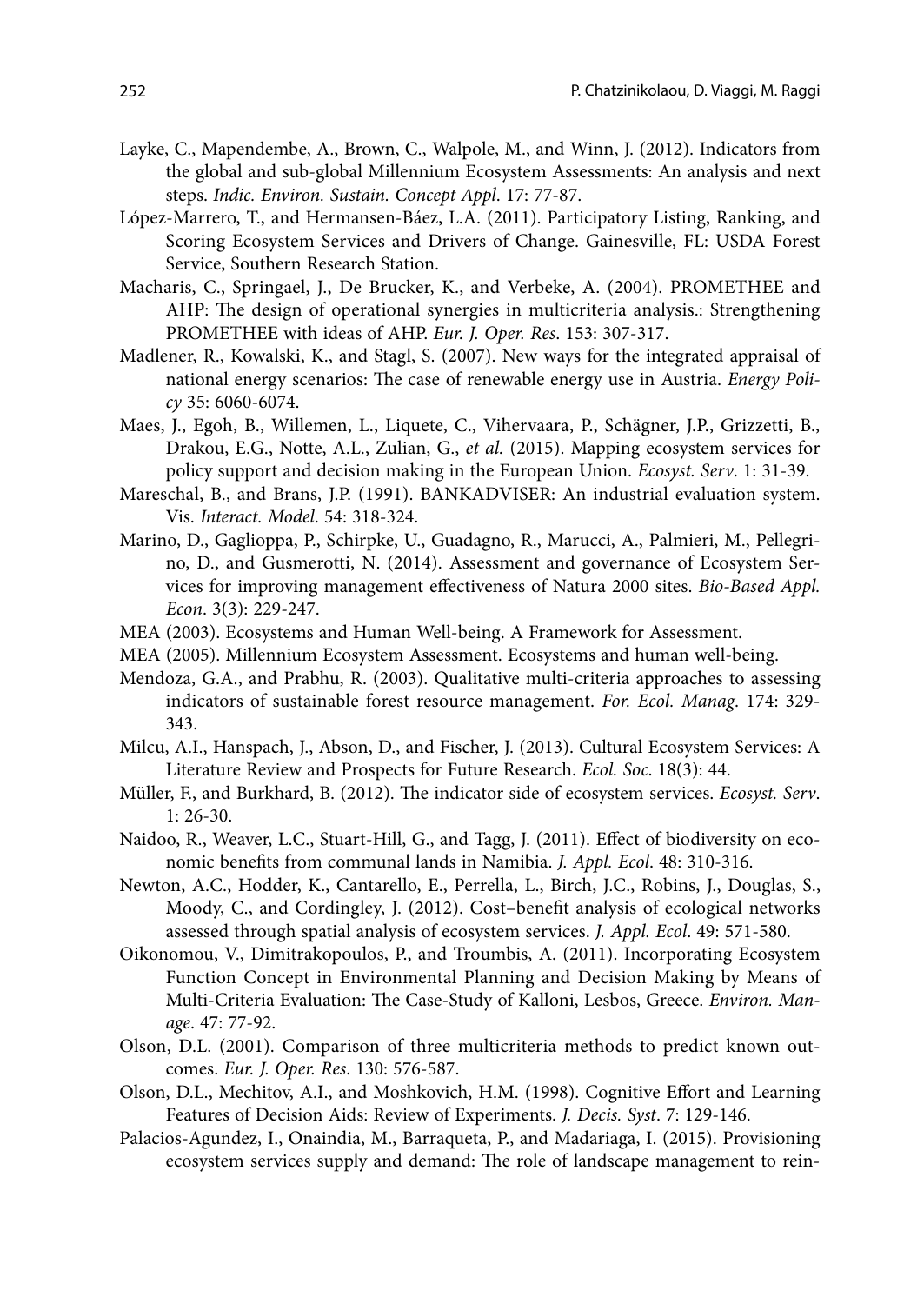Layke, C., Mapendembe, A., Brown, C., Walpole, M., and Winn, J. (2012). Indicators from the global and sub-global Millennium Ecosystem Assessments: An analysis and next steps. *Indic. Environ. Sustain. Concept Appl*. 17: 77-87.

López-Marrero, T., and Hermansen-Báez, L.A. (2011). Participatory Listing, Ranking, and Scoring Ecosystem Services and Drivers of Change. Gainesville, FL: USDA Forest Service, Southern Research Station.

Macharis, C., Springael, J., De Brucker, K., and Verbeke, A. (2004). PROMETHEE and AHP: The design of operational synergies in multicriteria analysis.: Strengthening PROMETHEE with ideas of AHP. *Eur. J. Oper. Res*. 153: 307-317.

Madlener, R., Kowalski, K., and Stagl, S. (2007). New ways for the integrated appraisal of national energy scenarios: The case of renewable energy use in Austria. *Energy Policy* 35: 6060-6074.

Maes, J., Egoh, B., Willemen, L., Liquete, C., Vihervaara, P., Schägner, J.P., Grizzetti, B., Drakou, E.G., Notte, A.L., Zulian, G., *et al.* (2015). Mapping ecosystem services for policy support and decision making in the European Union. *Ecosyst. Serv*. 1: 31-39.

Mareschal, B., and Brans, J.P. (1991). BANKADVISER: An industrial evaluation system. Vis. *Interact. Model*. 54: 318-324.

Marino, D., Gaglioppa, P., Schirpke, U., Guadagno, R., Marucci, A., Palmieri, M., Pellegrino, D., and Gusmerotti, N. (2014). Assessment and governance of Ecosystem Services for improving management effectiveness of Natura 2000 sites. *Bio-Based Appl. Econ*. 3(3): 229-247.

MEA (2003). Ecosystems and Human Well-being. A Framework for Assessment.

MEA (2005). Millennium Ecosystem Assessment. Ecosystems and human well-being.

Mendoza, G.A., and Prabhu, R. (2003). Qualitative multi-criteria approaches to assessing indicators of sustainable forest resource management. *For. Ecol. Manag*. 174: 329-343.

Milcu, A.I., Hanspach, J., Abson, D., and Fischer, J. (2013). Cultural Ecosystem Services: A Literature Review and Prospects for Future Research. *Ecol. Soc*. 18(3): 44.

Müller, F., and Burkhard, B. (2012). The indicator side of ecosystem services. *Ecosyst. Serv*. 1: 26-30.

Naidoo, R., Weaver, L.C., Stuart-Hill, G., and Tagg, J. (2011). Effect of biodiversity on economic benefits from communal lands in Namibia. *J. Appl. Ecol*. 48: 310-316.

Newton, A.C., Hodder, K., Cantarello, E., Perrella, L., Birch, J.C., Robins, J., Douglas, S., Moody, C., and Cordingley, J. (2012). Cost–benefit analysis of ecological networks assessed through spatial analysis of ecosystem services. *J. Appl. Ecol*. 49: 571-580.

Oikonomou, V., Dimitrakopoulos, P., and Troumbis, A. (2011). Incorporating Ecosystem Function Concept in Environmental Planning and Decision Making by Means of Multi-Criteria Evaluation: The Case-Study of Kalloni, Lesbos, Greece. *Environ. Manage*. 47: 77-92.

Olson, D.L. (2001). Comparison of three multicriteria methods to predict known outcomes. *Eur. J. Oper. Res*. 130: 576-587.

Olson, D.L., Mechitov, A.I., and Moshkovich, H.M. (1998). Cognitive Effort and Learning Features of Decision Aids: Review of Experiments. *J. Decis. Syst*. 7: 129-146.

Palacios-Agundez, I., Onaindia, M., Barraqueta, P., and Madariaga, I. (2015). Provisioning ecosystem services supply and demand: The role of landscape management to rein-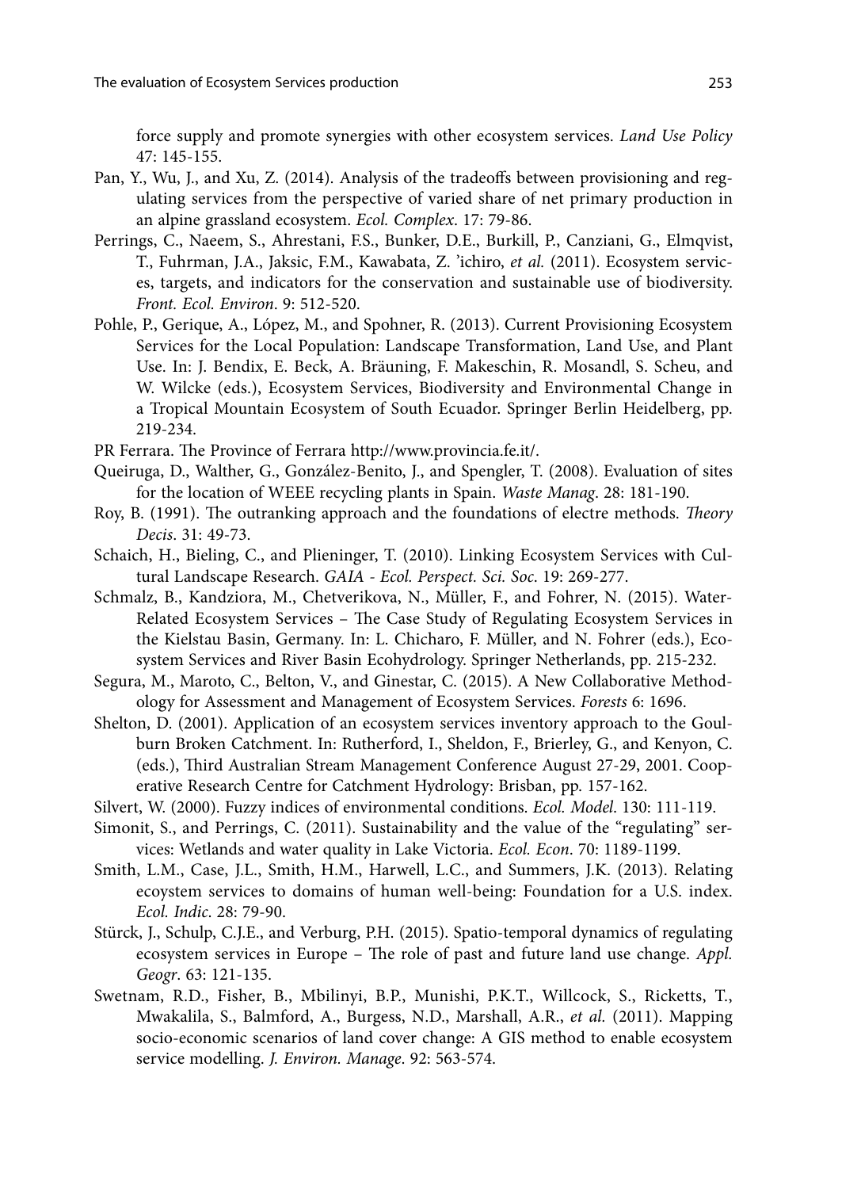force supply and promote synergies with other ecosystem services. *Land Use Policy* 47: 145-155.

Pan, Y., Wu, J., and Xu, Z. (2014). Analysis of the tradeoffs between provisioning and regulating services from the perspective of varied share of net primary production in an alpine grassland ecosystem. *Ecol. Complex*. 17: 79-86.

Perrings, C., Naeem, S., Ahrestani, F.S., Bunker, D.E., Burkill, P., Canziani, G., Elmqvist, T., Fuhrman, J.A., Jaksic, F.M., Kawabata, Z. 'ichiro, *et al.* (2011). Ecosystem services, targets, and indicators for the conservation and sustainable use of biodiversity. *Front. Ecol. Environ*. 9: 512-520.

Pohle, P., Gerique, A., López, M., and Spohner, R. (2013). Current Provisioning Ecosystem Services for the Local Population: Landscape Transformation, Land Use, and Plant Use. In: J. Bendix, E. Beck, A. Bräuning, F. Makeschin, R. Mosandl, S. Scheu, and W. Wilcke (eds.), Ecosystem Services, Biodiversity and Environmental Change in a Tropical Mountain Ecosystem of South Ecuador. Springer Berlin Heidelberg, pp. 219-234.

PR Ferrara. The Province of Ferrara http://www.provincia.fe.it/.

Queiruga, D., Walther, G., González-Benito, J., and Spengler, T. (2008). Evaluation of sites for the location of WEEE recycling plants in Spain. *Waste Manag*. 28: 181-190.

Roy, B. (1991). The outranking approach and the foundations of electre methods. *Theory Decis*. 31: 49-73.

Schaich, H., Bieling, C., and Plieninger, T. (2010). Linking Ecosystem Services with Cultural Landscape Research. *GAIA - Ecol. Perspect. Sci. Soc*. 19: 269-277.

Schmalz, B., Kandziora, M., Chetverikova, N., Müller, F., and Fohrer, N. (2015). Water-Related Ecosystem Services – The Case Study of Regulating Ecosystem Services in the Kielstau Basin, Germany. In: L. Chicharo, F. Müller, and N. Fohrer (eds.), Ecosystem Services and River Basin Ecohydrology. Springer Netherlands, pp. 215-232.

Segura, M., Maroto, C., Belton, V., and Ginestar, C. (2015). A New Collaborative Methodology for Assessment and Management of Ecosystem Services. *Forests* 6: 1696.

Shelton, D. (2001). Application of an ecosystem services inventory approach to the Goulburn Broken Catchment. In: Rutherford, I., Sheldon, F., Brierley, G., and Kenyon, C. (eds.), Third Australian Stream Management Conference August 27-29, 2001. Cooperative Research Centre for Catchment Hydrology: Brisban, pp. 157-162.

Silvert, W. (2000). Fuzzy indices of environmental conditions. *Ecol. Model*. 130: 111-119.

Simonit, S., and Perrings, C. (2011). Sustainability and the value of the "regulating" services: Wetlands and water quality in Lake Victoria. *Ecol. Econ*. 70: 1189-1199.

Smith, L.M., Case, J.L., Smith, H.M., Harwell, L.C., and Summers, J.K. (2013). Relating ecoystem services to domains of human well-being: Foundation for a U.S. index. *Ecol. Indic*. 28: 79-90.

Stürck, J., Schulp, C.J.E., and Verburg, P.H. (2015). Spatio-temporal dynamics of regulating ecosystem services in Europe – The role of past and future land use change. *Appl. Geogr*. 63: 121-135.

Swetnam, R.D., Fisher, B., Mbilinyi, B.P., Munishi, P.K.T., Willcock, S., Ricketts, T., Mwakalila, S., Balmford, A., Burgess, N.D., Marshall, A.R., *et al.* (2011). Mapping socio-economic scenarios of land cover change: A GIS method to enable ecosystem service modelling. *J. Environ. Manage*. 92: 563-574.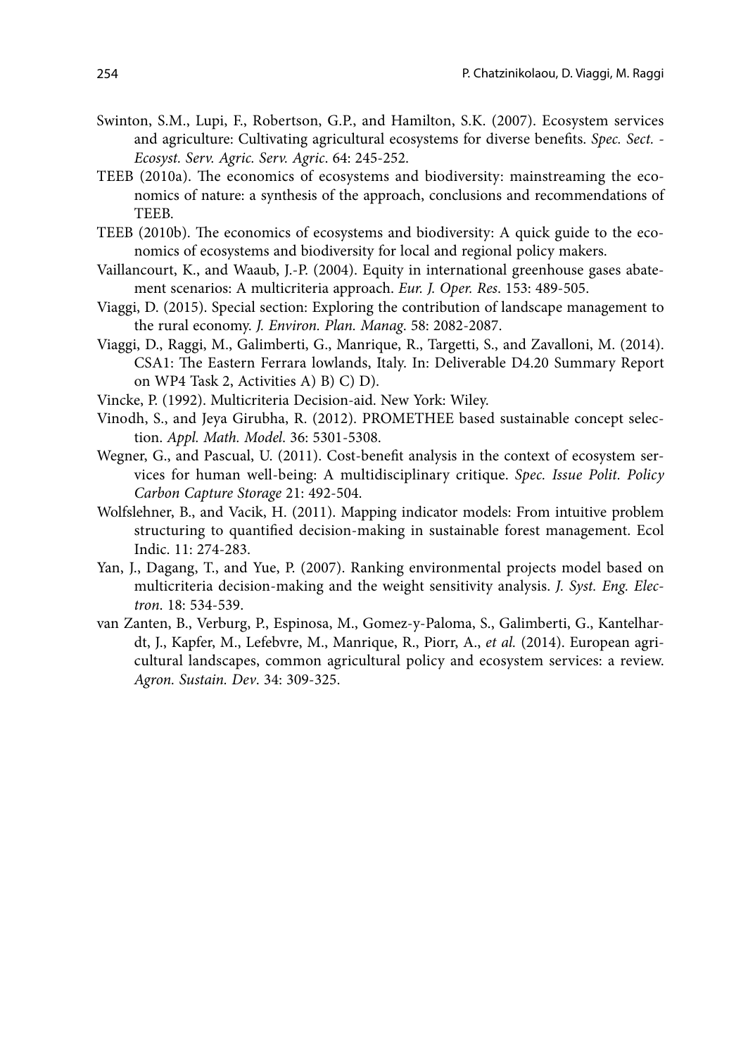Swinton, S.M., Lupi, F., Robertson, G.P., and Hamilton, S.K. (2007). Ecosystem services and agriculture: Cultivating agricultural ecosystems for diverse benefits. *Spec. Sect. - Ecosyst. Serv. Agric. Serv. Agric*. 64: 245-252.

TEEB (2010a). The economics of ecosystems and biodiversity: mainstreaming the economics of nature: a synthesis of the approach, conclusions and recommendations of TEEB.

TEEB (2010b). The economics of ecosystems and biodiversity: A quick guide to the economics of ecosystems and biodiversity for local and regional policy makers.

Vaillancourt, K., and Waaub, J.-P. (2004). Equity in international greenhouse gases abatement scenarios: A multicriteria approach. *Eur. J. Oper. Res*. 153: 489-505.

Viaggi, D. (2015). Special section: Exploring the contribution of landscape management to the rural economy. *J. Environ. Plan. Manag*. 58: 2082-2087.

Viaggi, D., Raggi, M., Galimberti, G., Manrique, R., Targetti, S., and Zavalloni, M. (2014). CSA1: The Eastern Ferrara lowlands, Italy. In: Deliverable D4.20 Summary Report on WP4 Task 2, Activities A) B) C) D).

Vincke, P. (1992). Multicriteria Decision-aid. New York: Wiley.

Vinodh, S., and Jeya Girubha, R. (2012). PROMETHEE based sustainable concept selection. *Appl. Math. Model*. 36: 5301-5308.

Wegner, G., and Pascual, U. (2011). Cost-benefit analysis in the context of ecosystem services for human well-being: A multidisciplinary critique. *Spec. Issue Polit. Policy Carbon Capture Storage* 21: 492-504.

Wolfslehner, B., and Vacik, H. (2011). Mapping indicator models: From intuitive problem structuring to quantified decision-making in sustainable forest management. Ecol Indic. 11: 274-283.

Yan, J., Dagang, T., and Yue, P. (2007). Ranking environmental projects model based on multicriteria decision-making and the weight sensitivity analysis. *J. Syst. Eng. Electron*. 18: 534-539.

van Zanten, B., Verburg, P., Espinosa, M., Gomez-y-Paloma, S., Galimberti, G., Kantelhardt, J., Kapfer, M., Lefebvre, M., Manrique, R., Piorr, A., *et al.* (2014). European agricultural landscapes, common agricultural policy and ecosystem services: a review. *Agron. Sustain. Dev*. 34: 309-325.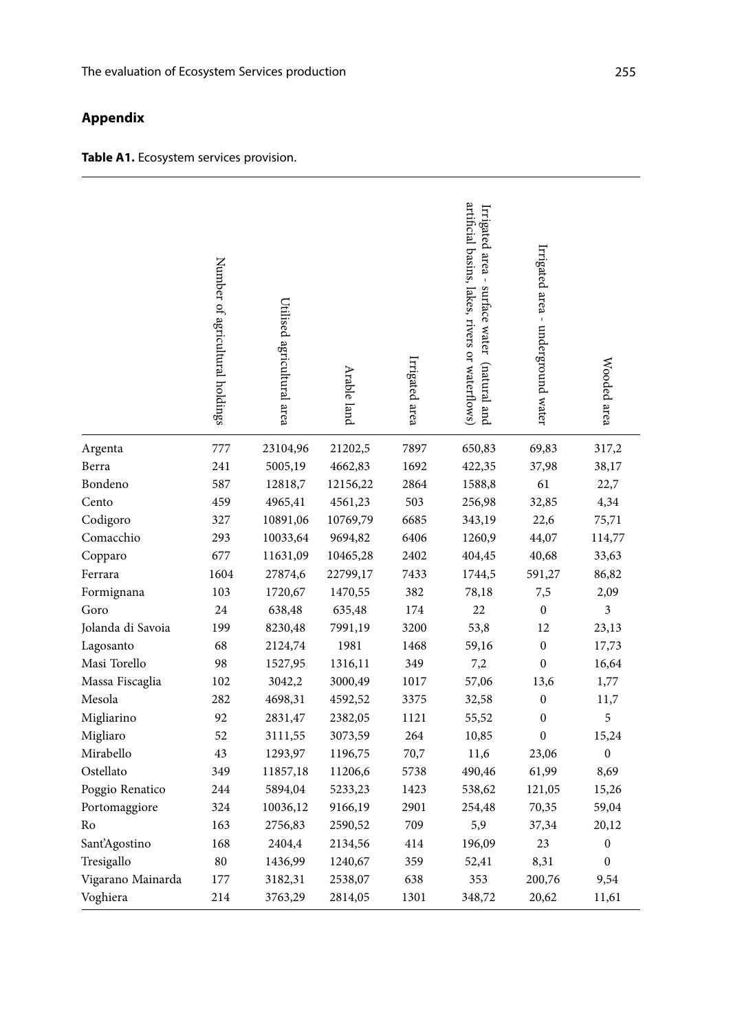## Appendix

**Table A1.** Ecosystem services provision.

| | Number of agricultural holdings | Utilised agricultural area | Arable land | Irrigated area | Irrigated area - surface water (natural and artificial basins, lakes, rivers or waterflows) | Irrigated area - underground water | Wooded area |
|---|---|---|---|---|---|---|---|
| Argenta | 777 | 23104,96 | 21202,5 | 7897 | 650,83 | 69,83 | 317,2 |
| Berra | 241 | 5005,19 | 4662,83 | 1692 | 422,35 | 37,98 | 38,17 |
| Bondeno | 587 | 12818,7 | 12156,22 | 2864 | 1588,8 | 61 | 22,7 |
| Cento | 459 | 4965,41 | 4561,23 | 503 | 256,98 | 32,85 | 4,34 |
| Codigoro | 327 | 10891,06 | 10769,79 | 6685 | 343,19 | 22,6 | 75,71 |
| Comacchio | 293 | 10033,64 | 9694,82 | 6406 | 1260,9 | 44,07 | 114,77 |
| Copparo | 677 | 11631,09 | 10465,28 | 2402 | 404,45 | 40,68 | 33,63 |
| Ferrara | 1604 | 27874,6 | 22799,17 | 7433 | 1744,5 | 591,27 | 86,82 |
| Formignana | 103 | 1720,67 | 1470,55 | 382 | 78,18 | 7,5 | 2,09 |
| Goro | 24 | 638,48 | 635,48 | 174 | 22 | 0 | 3 |
| Jolanda di Savoia | 199 | 8230,48 | 7991,19 | 3200 | 53,8 | 12 | 23,13 |
| Lagosanto | 68 | 2124,74 | 1981 | 1468 | 59,16 | 0 | 17,73 |
| Masi Torello | 98 | 1527,95 | 1316,11 | 349 | 7,2 | 0 | 16,64 |
| Massa Fiscaglia | 102 | 3042,2 | 3000,49 | 1017 | 57,06 | 13,6 | 1,77 |
| Mesola | 282 | 4698,31 | 4592,52 | 3375 | 32,58 | 0 | 11,7 |
| Migliarino | 92 | 2831,47 | 2382,05 | 1121 | 55,52 | 0 | 5 |
| Migliaro | 52 | 3111,55 | 3073,59 | 264 | 10,85 | 0 | 15,24 |
| Mirabello | 43 | 1293,97 | 1196,75 | 70,7 | 11,6 | 23,06 | 0 |
| Ostellato | 349 | 11857,18 | 11206,6 | 5738 | 490,46 | 61,99 | 8,69 |
| Poggio Renatico | 244 | 5894,04 | 5233,23 | 1423 | 538,62 | 121,05 | 15,26 |
| Portomaggiore | 324 | 10036,12 | 9166,19 | 2901 | 254,48 | 70,35 | 59,04 |
| Ro | 163 | 2756,83 | 2590,52 | 709 | 5,9 | 37,34 | 20,12 |
| Sant'Agostino | 168 | 2404,4 | 2134,56 | 414 | 196,09 | 23 | 0 |
| Tresigallo | 80 | 1436,99 | 1240,67 | 359 | 52,41 | 8,31 | 0 |
| Vigarano Mainarda | 177 | 3182,31 | 2538,07 | 638 | 353 | 200,76 | 9,54 |
| Voghiera | 214 | 3763,29 | 2814,05 | 1301 | 348,72 | 20,62 | 11,61 |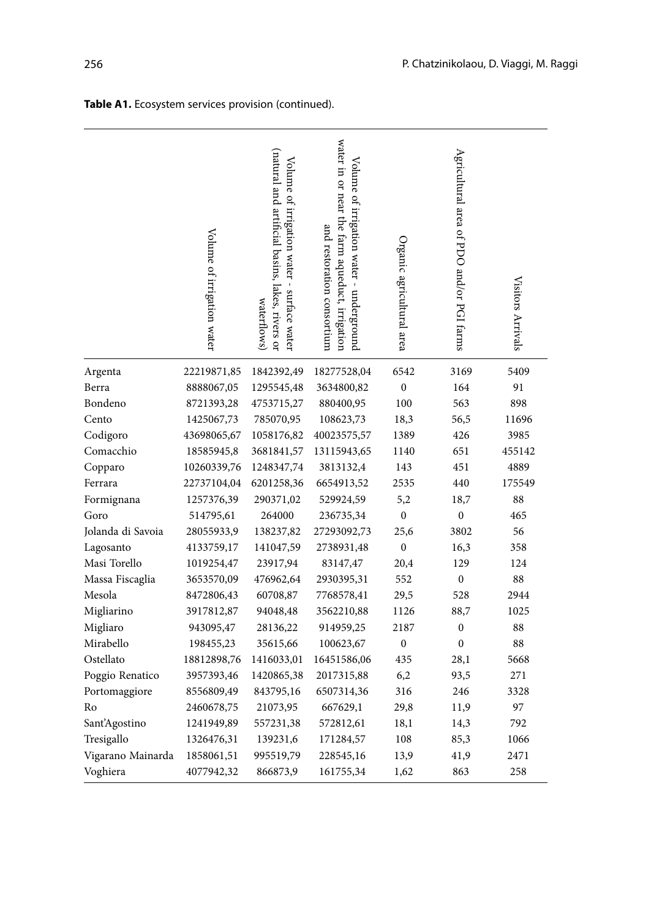**Table A1.** Ecosystem services provision (continued).

| | Volume of irrigation water | Volume of irrigation water - surface water (natural and artificial basins, lakes, rivers or waterflows) | Volume of irrigation water - underground water in or near the farm aqueduct, irrigation and restoration consortium | Organic agricultural area | Agricultural area of PDO and/or PGI farms | Visitors Arrivals |
|---|---|---|---|---|---|---|
| Argenta | 22219871,85 | 1842392,49 | 18277528,04 | 6542 | 3169 | 5409 |
| Berra | 8888067,05 | 1295545,48 | 3634800,82 | 0 | 164 | 91 |
| Bondeno | 8721393,28 | 4753715,27 | 880400,95 | 100 | 563 | 898 |
| Cento | 1425067,73 | 785070,95 | 108623,73 | 18,3 | 56,5 | 11696 |
| Codigoro | 43698065,67 | 1058176,82 | 40023575,57 | 1389 | 426 | 3985 |
| Comacchio | 18585945,8 | 3681841,57 | 13115943,65 | 1140 | 651 | 455142 |
| Copparo | 10260339,76 | 1248347,74 | 3813132,4 | 143 | 451 | 4889 |
| Ferrara | 22737104,04 | 6201258,36 | 6654913,52 | 2535 | 440 | 175549 |
| Formignana | 1257376,39 | 290371,02 | 529924,59 | 5,2 | 18,7 | 88 |
| Goro | 514795,61 | 264000 | 236735,34 | 0 | 0 | 465 |
| Jolanda di Savoia | 28055933,9 | 138237,82 | 27293092,73 | 25,6 | 3802 | 56 |
| Lagosanto | 4133759,17 | 141047,59 | 2738931,48 | 0 | 16,3 | 358 |
| Masi Torello | 1019254,47 | 23917,94 | 83147,47 | 20,4 | 129 | 124 |
| Massa Fiscaglia | 3653570,09 | 476962,64 | 2930395,31 | 552 | 0 | 88 |
| Mesola | 8472806,43 | 60708,87 | 7768578,41 | 29,5 | 528 | 2944 |
| Migliarino | 3917812,87 | 94048,48 | 3562210,88 | 1126 | 88,7 | 1025 |
| Migliaro | 943095,47 | 28136,22 | 914959,25 | 2187 | 0 | 88 |
| Mirabello | 198455,23 | 35615,66 | 100623,67 | 0 | 0 | 88 |
| Ostellato | 18812898,76 | 1416033,01 | 16451586,06 | 435 | 28,1 | 5668 |
| Poggio Renatico | 3957393,46 | 1420865,38 | 2017315,88 | 6,2 | 93,5 | 271 |
| Portomaggiore | 8556809,49 | 843795,16 | 6507314,36 | 316 | 246 | 3328 |
| Ro | 2460678,75 | 21073,95 | 667629,1 | 29,8 | 11,9 | 97 |
| Sant'Agostino | 1241949,89 | 557231,38 | 572812,61 | 18,1 | 14,3 | 792 |
| Tresigallo | 1326476,31 | 139231,6 | 171284,57 | 108 | 85,3 | 1066 |
| Vigarano Mainarda | 1858061,51 | 995519,79 | 228545,16 | 13,9 | 41,9 | 2471 |
| Voghiera | 4077942,32 | 866873,9 | 161755,34 | 1,62 | 863 | 258 |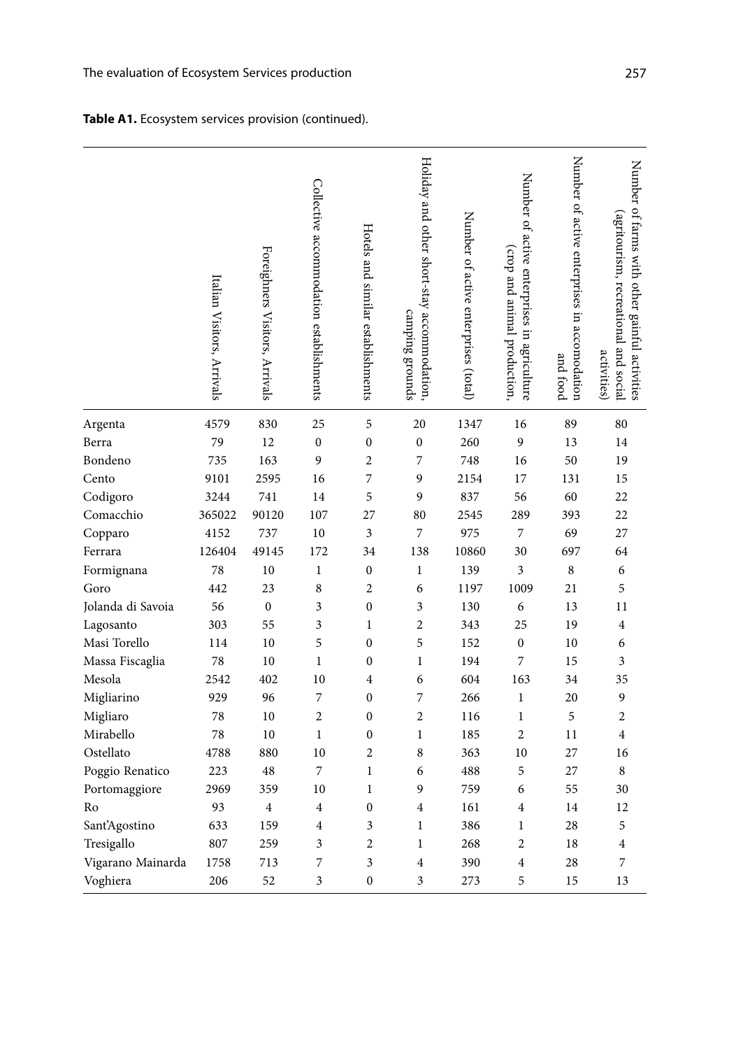**Table A1.** Ecosystem services provision (continued).

| | Italian Visitors, Arrivals | Foreighners Visitors, Arrivals | Collective accommodation establishments | Hotels and similar establishments | Holiday and other short-stay accommodation, camping grounds | Number of active enterprises (total) | Number of active enterprises in agriculture (crop and animal production, | Number of active enterprises in accomodation and food | Number of farms with other gainful activities (agritourism, recreational and social activities) |
|---|---|---|---|---|---|---|---|---|---|
| Argenta | 4579 | 830 | 25 | 5 | 20 | 1347 | 16 | 89 | 80 |
| Berra | 79 | 12 | 0 | 0 | 0 | 260 | 9 | 13 | 14 |
| Bondeno | 735 | 163 | 9 | 2 | 7 | 748 | 16 | 50 | 19 |
| Cento | 9101 | 2595 | 16 | 7 | 9 | 2154 | 17 | 131 | 15 |
| Codigoro | 3244 | 741 | 14 | 5 | 9 | 837 | 56 | 60 | 22 |
| Comacchio | 365022 | 90120 | 107 | 27 | 80 | 2545 | 289 | 393 | 22 |
| Copparo | 4152 | 737 | 10 | 3 | 7 | 975 | 7 | 69 | 27 |
| Ferrara | 126404 | 49145 | 172 | 34 | 138 | 10860 | 30 | 697 | 64 |
| Formignana | 78 | 10 | 1 | 0 | 1 | 139 | 3 | 8 | 6 |
| Goro | 442 | 23 | 8 | 2 | 6 | 1197 | 1009 | 21 | 5 |
| Jolanda di Savoia | 56 | 0 | 3 | 0 | 3 | 130 | 6 | 13 | 11 |
| Lagosanto | 303 | 55 | 3 | 1 | 2 | 343 | 25 | 19 | 4 |
| Masi Torello | 114 | 10 | 5 | 0 | 5 | 152 | 0 | 10 | 6 |
| Massa Fiscaglia | 78 | 10 | 1 | 0 | 1 | 194 | 7 | 15 | 3 |
| Mesola | 2542 | 402 | 10 | 4 | 6 | 604 | 163 | 34 | 35 |
| Migliarino | 929 | 96 | 7 | 0 | 7 | 266 | 1 | 20 | 9 |
| Migliaro | 78 | 10 | 2 | 0 | 2 | 116 | 1 | 5 | 2 |
| Mirabello | 78 | 10 | 1 | 0 | 1 | 185 | 2 | 11 | 4 |
| Ostellato | 4788 | 880 | 10 | 2 | 8 | 363 | 10 | 27 | 16 |
| Poggio Renatico | 223 | 48 | 7 | 1 | 6 | 488 | 5 | 27 | 8 |
| Portomaggiore | 2969 | 359 | 10 | 1 | 9 | 759 | 6 | 55 | 30 |
| Ro | 93 | 4 | 4 | 0 | 4 | 161 | 4 | 14 | 12 |
| Sant'Agostino | 633 | 159 | 4 | 3 | 1 | 386 | 1 | 28 | 5 |
| Tresigallo | 807 | 259 | 3 | 2 | 1 | 268 | 2 | 18 | 4 |
| Vigarano Mainarda | 1758 | 713 | 7 | 3 | 4 | 390 | 4 | 28 | 7 |
| Voghiera | 206 | 52 | 3 | 0 | 3 | 273 | 5 | 15 | 13 |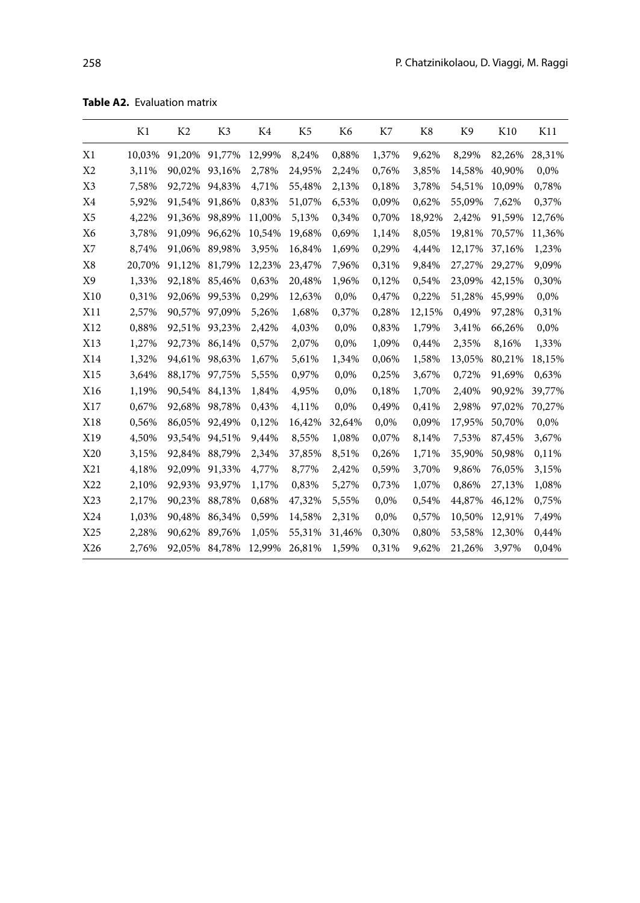**Table A2.** Evaluation matrix

| | K1 | K2 | K3 | K4 | K5 | K6 | K7 | K8 | K9 | K10 | K11 |
|---|---|---|---|---|---|---|---|---|---|---|---|
| X1 | 10,03% | 91,20% | 91,77% | 12,99% | 8,24% | 0,88% | 1,37% | 9,62% | 8,29% | 82,26% | 28,31% |
| X2 | 3,11% | 90,02% | 93,16% | 2,78% | 24,95% | 2,24% | 0,76% | 3,85% | 14,58% | 40,90% | 0,0% |
| X3 | 7,58% | 92,72% | 94,83% | 4,71% | 55,48% | 2,13% | 0,18% | 3,78% | 54,51% | 10,09% | 0,78% |
| X4 | 5,92% | 91,54% | 91,86% | 0,83% | 51,07% | 6,53% | 0,09% | 0,62% | 55,09% | 7,62% | 0,37% |
| X5 | 4,22% | 91,36% | 98,89% | 11,00% | 5,13% | 0,34% | 0,70% | 18,92% | 2,42% | 91,59% | 12,76% |
| X6 | 3,78% | 91,09% | 96,62% | 10,54% | 19,68% | 0,69% | 1,14% | 8,05% | 19,81% | 70,57% | 11,36% |
| X7 | 8,74% | 91,06% | 89,98% | 3,95% | 16,84% | 1,69% | 0,29% | 4,44% | 12,17% | 37,16% | 1,23% |
| X8 | 20,70% | 91,12% | 81,79% | 12,23% | 23,47% | 7,96% | 0,31% | 9,84% | 27,27% | 29,27% | 9,09% |
| X9 | 1,33% | 92,18% | 85,46% | 0,63% | 20,48% | 1,96% | 0,12% | 0,54% | 23,09% | 42,15% | 0,30% |
| X10 | 0,31% | 92,06% | 99,53% | 0,29% | 12,63% | 0,0% | 0,47% | 0,22% | 51,28% | 45,99% | 0,0% |
| X11 | 2,57% | 90,57% | 97,09% | 5,26% | 1,68% | 0,37% | 0,28% | 12,15% | 0,49% | 97,28% | 0,31% |
| X12 | 0,88% | 92,51% | 93,23% | 2,42% | 4,03% | 0,0% | 0,83% | 1,79% | 3,41% | 66,26% | 0,0% |
| X13 | 1,27% | 92,73% | 86,14% | 0,57% | 2,07% | 0,0% | 1,09% | 0,44% | 2,35% | 8,16% | 1,33% |
| X14 | 1,32% | 94,61% | 98,63% | 1,67% | 5,61% | 1,34% | 0,06% | 1,58% | 13,05% | 80,21% | 18,15% |
| X15 | 3,64% | 88,17% | 97,75% | 5,55% | 0,97% | 0,0% | 0,25% | 3,67% | 0,72% | 91,69% | 0,63% |
| X16 | 1,19% | 90,54% | 84,13% | 1,84% | 4,95% | 0,0% | 0,18% | 1,70% | 2,40% | 90,92% | 39,77% |
| X17 | 0,67% | 92,68% | 98,78% | 0,43% | 4,11% | 0,0% | 0,49% | 0,41% | 2,98% | 97,02% | 70,27% |
| X18 | 0,56% | 86,05% | 92,49% | 0,12% | 16,42% | 32,64% | 0,0% | 0,09% | 17,95% | 50,70% | 0,0% |
| X19 | 4,50% | 93,54% | 94,51% | 9,44% | 8,55% | 1,08% | 0,07% | 8,14% | 7,53% | 87,45% | 3,67% |
| X20 | 3,15% | 92,84% | 88,79% | 2,34% | 37,85% | 8,51% | 0,26% | 1,71% | 35,90% | 50,98% | 0,11% |
| X21 | 4,18% | 92,09% | 91,33% | 4,77% | 8,77% | 2,42% | 0,59% | 3,70% | 9,86% | 76,05% | 3,15% |
| X22 | 2,10% | 92,93% | 93,97% | 1,17% | 0,83% | 5,27% | 0,73% | 1,07% | 0,86% | 27,13% | 1,08% |
| X23 | 2,17% | 90,23% | 88,78% | 0,68% | 47,32% | 5,55% | 0,0% | 0,54% | 44,87% | 46,12% | 0,75% |
| X24 | 1,03% | 90,48% | 86,34% | 0,59% | 14,58% | 2,31% | 0,0% | 0,57% | 10,50% | 12,91% | 7,49% |
| X25 | 2,28% | 90,62% | 89,76% | 1,05% | 55,31% | 31,46% | 0,30% | 0,80% | 53,58% | 12,30% | 0,44% |
| X26 | 2,76% | 92,05% | 84,78% | 12,99% | 26,81% | 1,59% | 0,31% | 9,62% | 21,26% | 3,97% | 0,04% |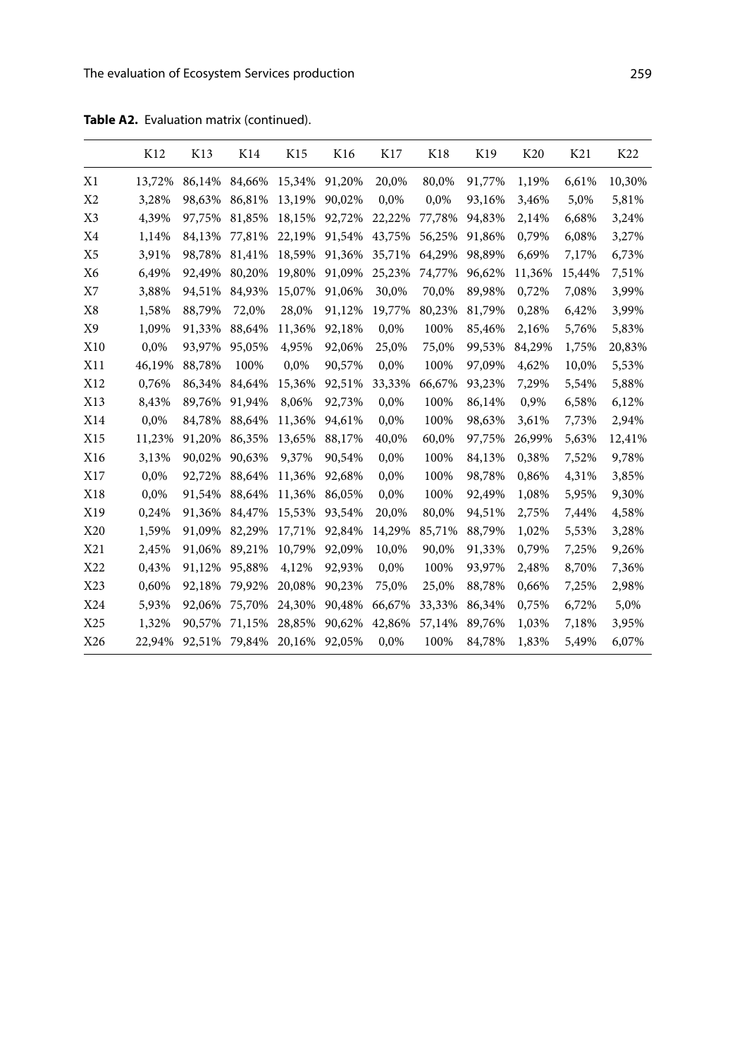**Table A2.** Evaluation matrix (continued).

| | K12 | K13 | K14 | K15 | K16 | K17 | K18 | K19 | K20 | K21 | K22 |
|---|---|---|---|---|---|---|---|---|---|---|---|
| X1 | 13,72% | 86,14% | 84,66% | 15,34% | 91,20% | 20,0% | 80,0% | 91,77% | 1,19% | 6,61% | 10,30% |
| X2 | 3,28% | 98,63% | 86,81% | 13,19% | 90,02% | 0,0% | 0,0% | 93,16% | 3,46% | 5,0% | 5,81% |
| X3 | 4,39% | 97,75% | 81,85% | 18,15% | 92,72% | 22,22% | 77,78% | 94,83% | 2,14% | 6,68% | 3,24% |
| X4 | 1,14% | 84,13% | 77,81% | 22,19% | 91,54% | 43,75% | 56,25% | 91,86% | 0,79% | 6,08% | 3,27% |
| X5 | 3,91% | 98,78% | 81,41% | 18,59% | 91,36% | 35,71% | 64,29% | 98,89% | 6,69% | 7,17% | 6,73% |
| X6 | 6,49% | 92,49% | 80,20% | 19,80% | 91,09% | 25,23% | 74,77% | 96,62% | 11,36% | 15,44% | 7,51% |
| X7 | 3,88% | 94,51% | 84,93% | 15,07% | 91,06% | 30,0% | 70,0% | 89,98% | 0,72% | 7,08% | 3,99% |
| X8 | 1,58% | 88,79% | 72,0% | 28,0% | 91,12% | 19,77% | 80,23% | 81,79% | 0,28% | 6,42% | 3,99% |
| X9 | 1,09% | 91,33% | 88,64% | 11,36% | 92,18% | 0,0% | 100% | 85,46% | 2,16% | 5,76% | 5,83% |
| X10 | 0,0% | 93,97% | 95,05% | 4,95% | 92,06% | 25,0% | 75,0% | 99,53% | 84,29% | 1,75% | 20,83% |
| X11 | 46,19% | 88,78% | 100% | 0,0% | 90,57% | 0,0% | 100% | 97,09% | 4,62% | 10,0% | 5,53% |
| X12 | 0,76% | 86,34% | 84,64% | 15,36% | 92,51% | 33,33% | 66,67% | 93,23% | 7,29% | 5,54% | 5,88% |
| X13 | 8,43% | 89,76% | 91,94% | 8,06% | 92,73% | 0,0% | 100% | 86,14% | 0,9% | 6,58% | 6,12% |
| X14 | 0,0% | 84,78% | 88,64% | 11,36% | 94,61% | 0,0% | 100% | 98,63% | 3,61% | 7,73% | 2,94% |
| X15 | 11,23% | 91,20% | 86,35% | 13,65% | 88,17% | 40,0% | 60,0% | 97,75% | 26,99% | 5,63% | 12,41% |
| X16 | 3,13% | 90,02% | 90,63% | 9,37% | 90,54% | 0,0% | 100% | 84,13% | 0,38% | 7,52% | 9,78% |
| X17 | 0,0% | 92,72% | 88,64% | 11,36% | 92,68% | 0,0% | 100% | 98,78% | 0,86% | 4,31% | 3,85% |
| X18 | 0,0% | 91,54% | 88,64% | 11,36% | 86,05% | 0,0% | 100% | 92,49% | 1,08% | 5,95% | 9,30% |
| X19 | 0,24% | 91,36% | 84,47% | 15,53% | 93,54% | 20,0% | 80,0% | 94,51% | 2,75% | 7,44% | 4,58% |
| X20 | 1,59% | 91,09% | 82,29% | 17,71% | 92,84% | 14,29% | 85,71% | 88,79% | 1,02% | 5,53% | 3,28% |
| X21 | 2,45% | 91,06% | 89,21% | 10,79% | 92,09% | 10,0% | 90,0% | 91,33% | 0,79% | 7,25% | 9,26% |
| X22 | 0,43% | 91,12% | 95,88% | 4,12% | 92,93% | 0,0% | 100% | 93,97% | 2,48% | 8,70% | 7,36% |
| X23 | 0,60% | 92,18% | 79,92% | 20,08% | 90,23% | 75,0% | 25,0% | 88,78% | 0,66% | 7,25% | 2,98% |
| X24 | 5,93% | 92,06% | 75,70% | 24,30% | 90,48% | 66,67% | 33,33% | 86,34% | 0,75% | 6,72% | 5,0% |
| X25 | 1,32% | 90,57% | 71,15% | 28,85% | 90,62% | 42,86% | 57,14% | 89,76% | 1,03% | 7,18% | 3,95% |
| X26 | 22,94% | 92,51% | 79,84% | 20,16% | 92,05% | 0,0% | 100% | 84,78% | 1,83% | 5,49% | 6,07% |